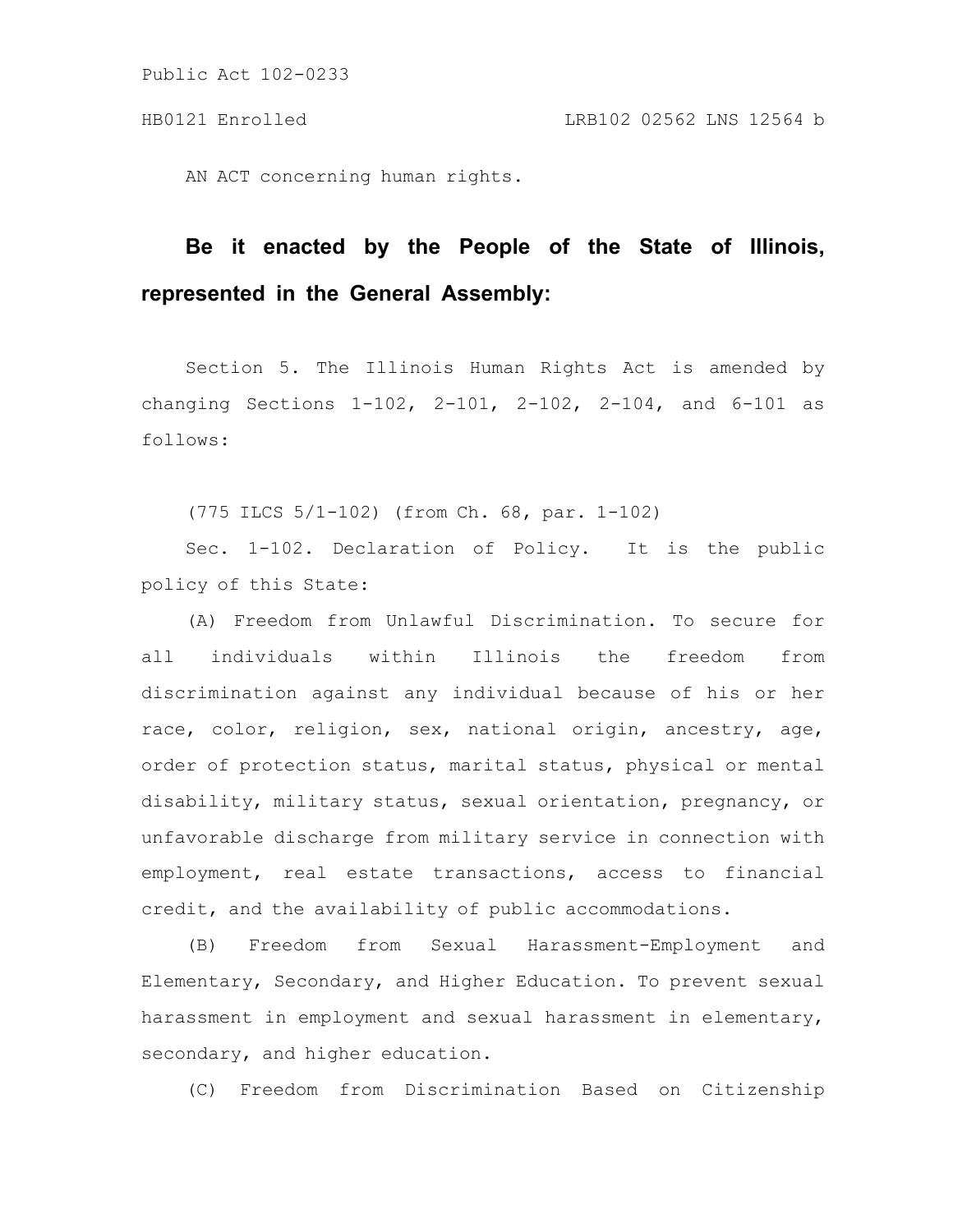Public Act 102-0233

HB0121 Enrolled LRB102 02562 LNS 12564 b

AN ACT concerning human rights.

**Be it enacted by the People of the State of Illinois, represented in the General Assembly:**

Section 5. The Illinois Human Rights Act is amended by changing Sections 1-102, 2-101, 2-102, 2-104, and 6-101 as follows:

(775 ILCS 5/1-102) (from Ch. 68, par. 1-102)

Sec. 1-102. Declaration of Policy. It is the public policy of this State:

(A) Freedom from Unlawful Discrimination. To secure for all individuals within Illinois the freedom from discrimination against any individual because of his or her race, color, religion, sex, national origin, ancestry, age, order of protection status, marital status, physical or mental disability, military status, sexual orientation, pregnancy, or unfavorable discharge from military service in connection with employment, real estate transactions, access to financial credit, and the availability of public accommodations.

(B) Freedom from Sexual Harassment-Employment and Elementary, Secondary, and Higher Education. To prevent sexual harassment in employment and sexual harassment in elementary, secondary, and higher education.

(C) Freedom from Discrimination Based on Citizenship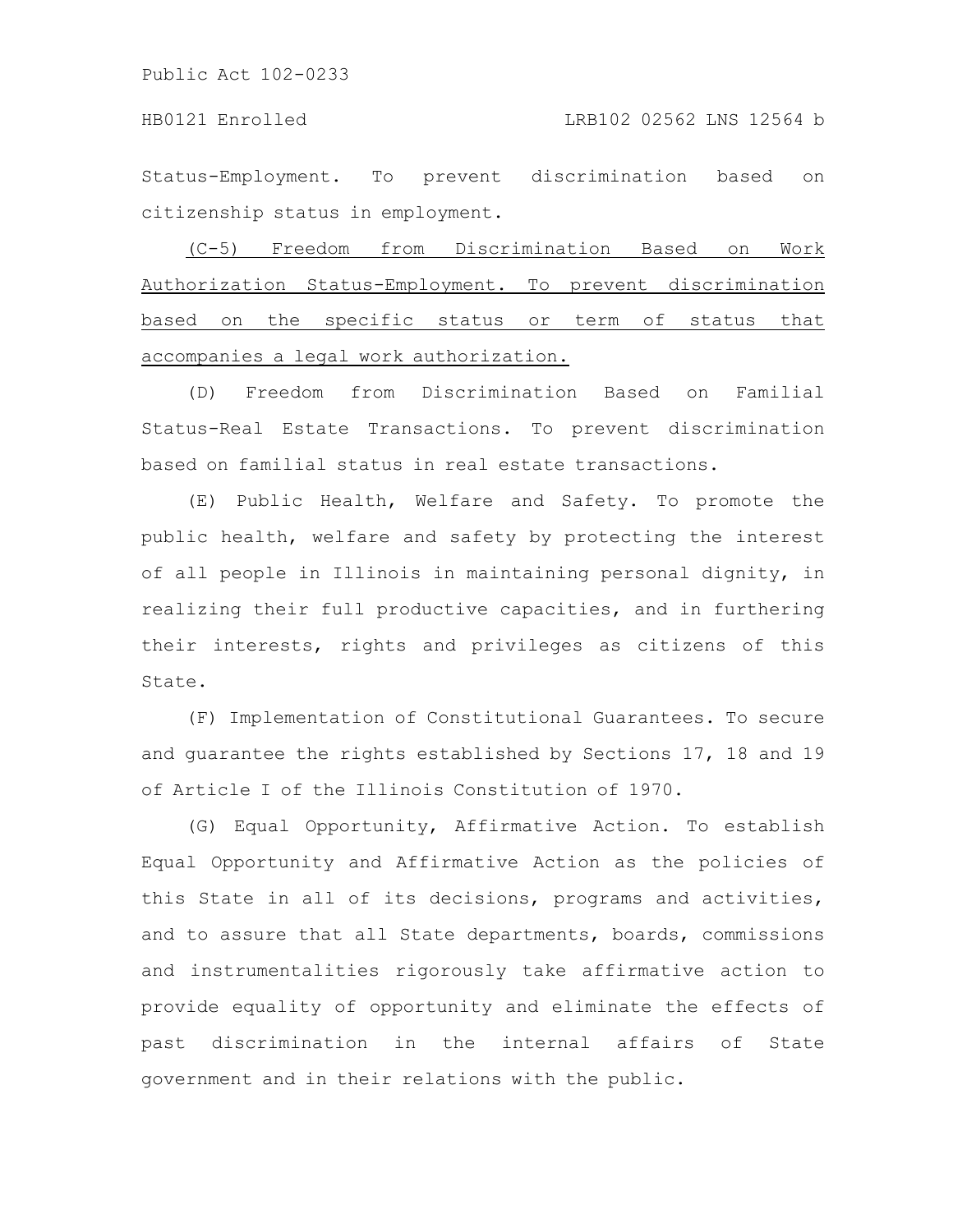Status-Employment. To prevent discrimination based on citizenship status in employment.

<u>(C-5) Freedom from Discrimination Based on Work Authorization Status-Employment. To prevent discrimination based on the specific status or term of status that accompanies a legal work authorization.</u>

(D) Freedom from Discrimination Based on Familial Status-Real Estate Transactions. To prevent discrimination based on familial status in real estate transactions.

(E) Public Health, Welfare and Safety. To promote the public health, welfare and safety by protecting the interest of all people in Illinois in maintaining personal dignity, in realizing their full productive capacities, and in furthering their interests, rights and privileges as citizens of this State.

(F) Implementation of Constitutional Guarantees. To secure and guarantee the rights established by Sections 17, 18 and 19 of Article I of the Illinois Constitution of 1970.

(G) Equal Opportunity, Affirmative Action. To establish Equal Opportunity and Affirmative Action as the policies of this State in all of its decisions, programs and activities, and to assure that all State departments, boards, commissions and instrumentalities rigorously take affirmative action to provide equality of opportunity and eliminate the effects of past discrimination in the internal affairs of State government and in their relations with the public.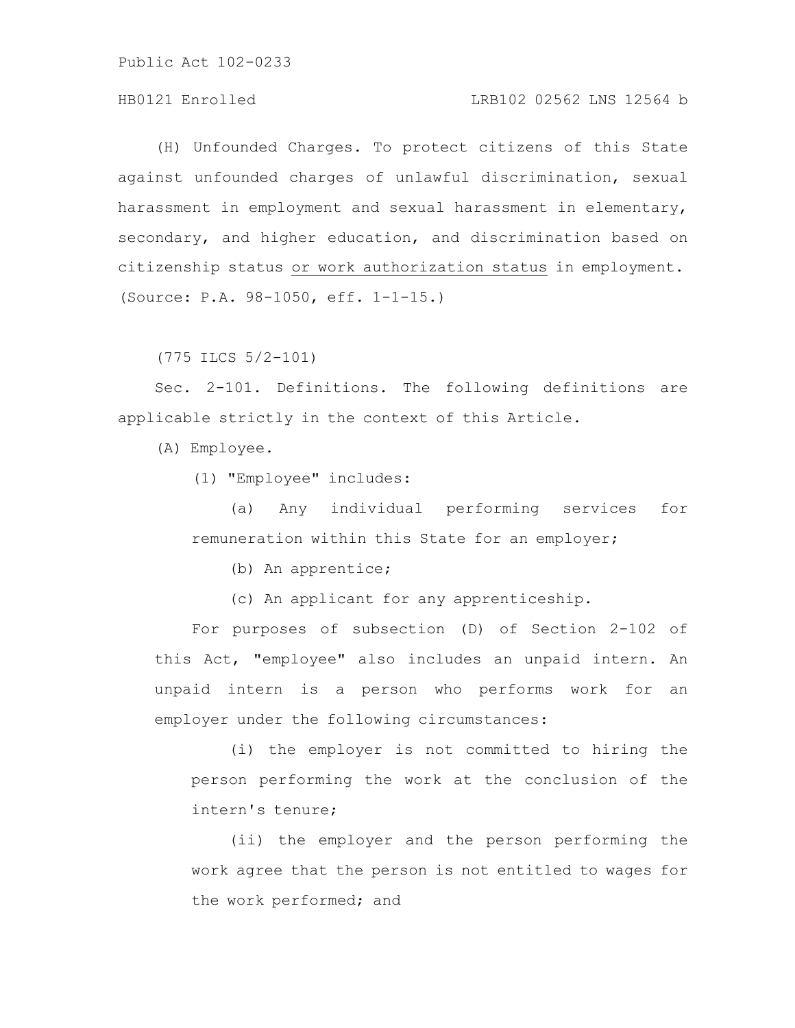(H) Unfounded Charges. To protect citizens of this State against unfounded charges of unlawful discrimination, sexual harassment in employment and sexual harassment in elementary, secondary, and higher education, and discrimination based on citizenship status <u>or work authorization status</u> in employment.
(Source: P.A. 98-1050, eff. 1-1-15.)

(775 ILCS 5/2-101)

Sec. 2-101. Definitions. The following definitions are applicable strictly in the context of this Article.

(A) Employee.

(1) "Employee" includes:

(a) Any individual performing services for remuneration within this State for an employer;

(b) An apprentice;

(c) An applicant for any apprenticeship.

For purposes of subsection (D) of Section 2-102 of this Act, "employee" also includes an unpaid intern. An unpaid intern is a person who performs work for an employer under the following circumstances:

(i) the employer is not committed to hiring the person performing the work at the conclusion of the intern's tenure;

(ii) the employer and the person performing the work agree that the person is not entitled to wages for the work performed; and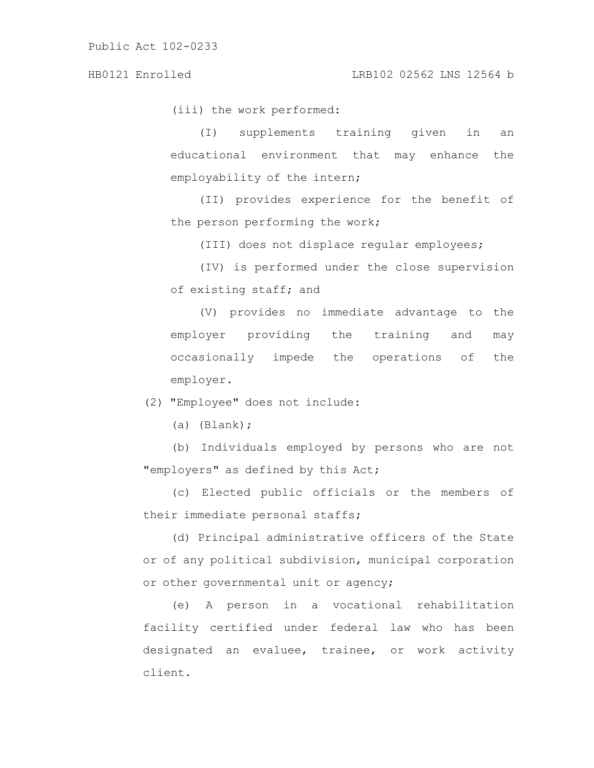(iii) the work performed:

(I) supplements training given in an educational environment that may enhance the employability of the intern;

(II) provides experience for the benefit of the person performing the work;

(III) does not displace regular employees;

(IV) is performed under the close supervision of existing staff; and

(V) provides no immediate advantage to the employer providing the training and may occasionally impede the operations of the employer.

(2) "Employee" does not include:

(a) (Blank);

(b) Individuals employed by persons who are not "employers" as defined by this Act;

(c) Elected public officials or the members of their immediate personal staffs;

(d) Principal administrative officers of the State or of any political subdivision, municipal corporation or other governmental unit or agency;

(e) A person in a vocational rehabilitation facility certified under federal law who has been designated an evaluee, trainee, or work activity client.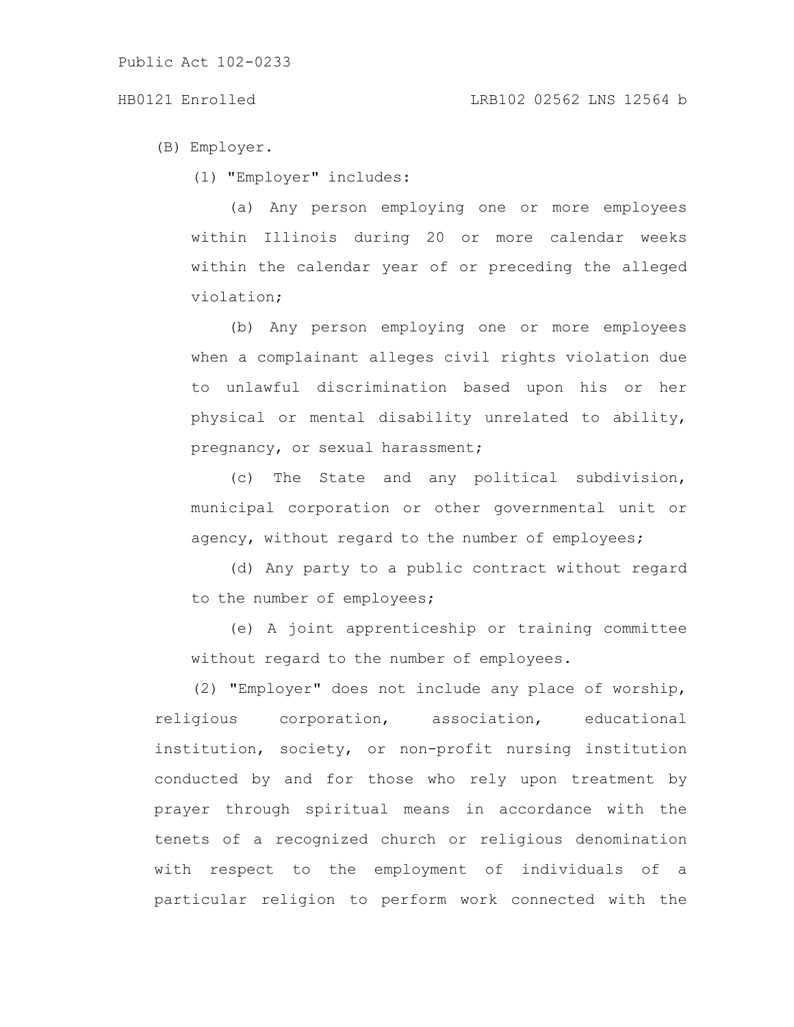(B) Employer.

(1) "Employer" includes:

(a) Any person employing one or more employees within Illinois during 20 or more calendar weeks within the calendar year of or preceding the alleged violation;

(b) Any person employing one or more employees when a complainant alleges civil rights violation due to unlawful discrimination based upon his or her physical or mental disability unrelated to ability, pregnancy, or sexual harassment;

(c) The State and any political subdivision, municipal corporation or other governmental unit or agency, without regard to the number of employees;

(d) Any party to a public contract without regard to the number of employees;

(e) A joint apprenticeship or training committee without regard to the number of employees.

(2) "Employer" does not include any place of worship, religious corporation, association, educational institution, society, or non-profit nursing institution conducted by and for those who rely upon treatment by prayer through spiritual means in accordance with the tenets of a recognized church or religious denomination with respect to the employment of individuals of a particular religion to perform work connected with the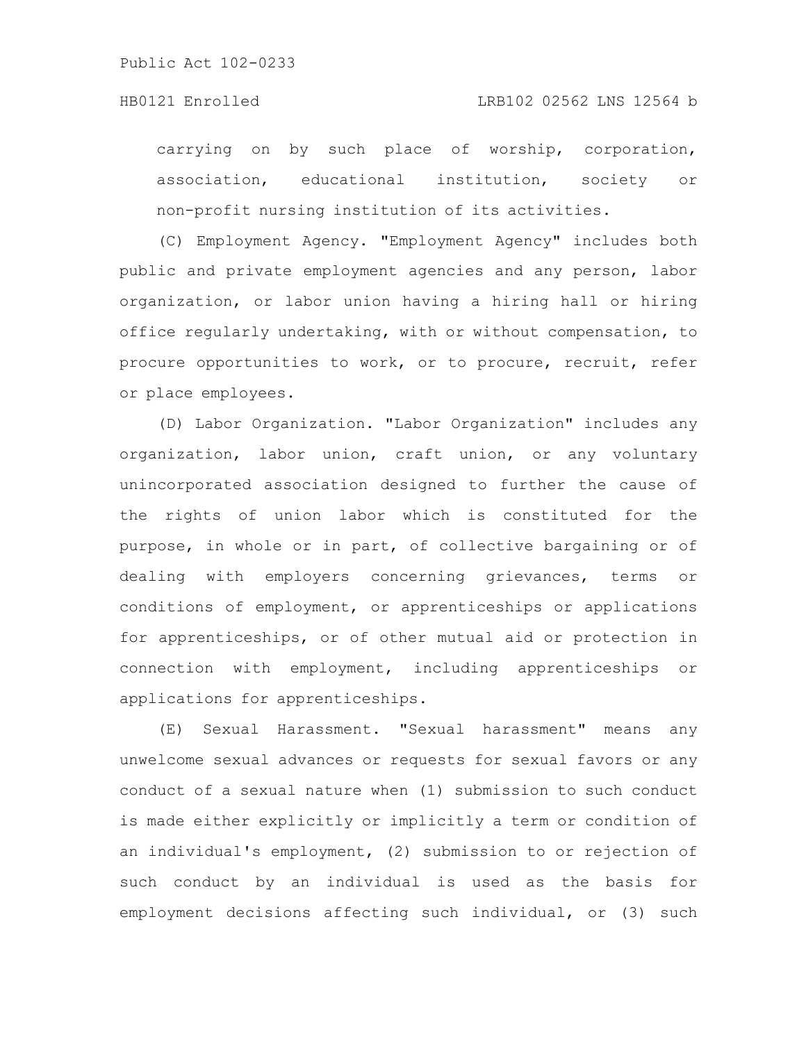carrying on by such place of worship, corporation, association, educational institution, society or non-profit nursing institution of its activities.

(C) Employment Agency. "Employment Agency" includes both public and private employment agencies and any person, labor organization, or labor union having a hiring hall or hiring office regularly undertaking, with or without compensation, to procure opportunities to work, or to procure, recruit, refer or place employees.

(D) Labor Organization. "Labor Organization" includes any organization, labor union, craft union, or any voluntary unincorporated association designed to further the cause of the rights of union labor which is constituted for the purpose, in whole or in part, of collective bargaining or of dealing with employers concerning grievances, terms or conditions of employment, or apprenticeships or applications for apprenticeships, or of other mutual aid or protection in connection with employment, including apprenticeships or applications for apprenticeships.

(E) Sexual Harassment. "Sexual harassment" means any unwelcome sexual advances or requests for sexual favors or any conduct of a sexual nature when (1) submission to such conduct is made either explicitly or implicitly a term or condition of an individual's employment, (2) submission to or rejection of such conduct by an individual is used as the basis for employment decisions affecting such individual, or (3) such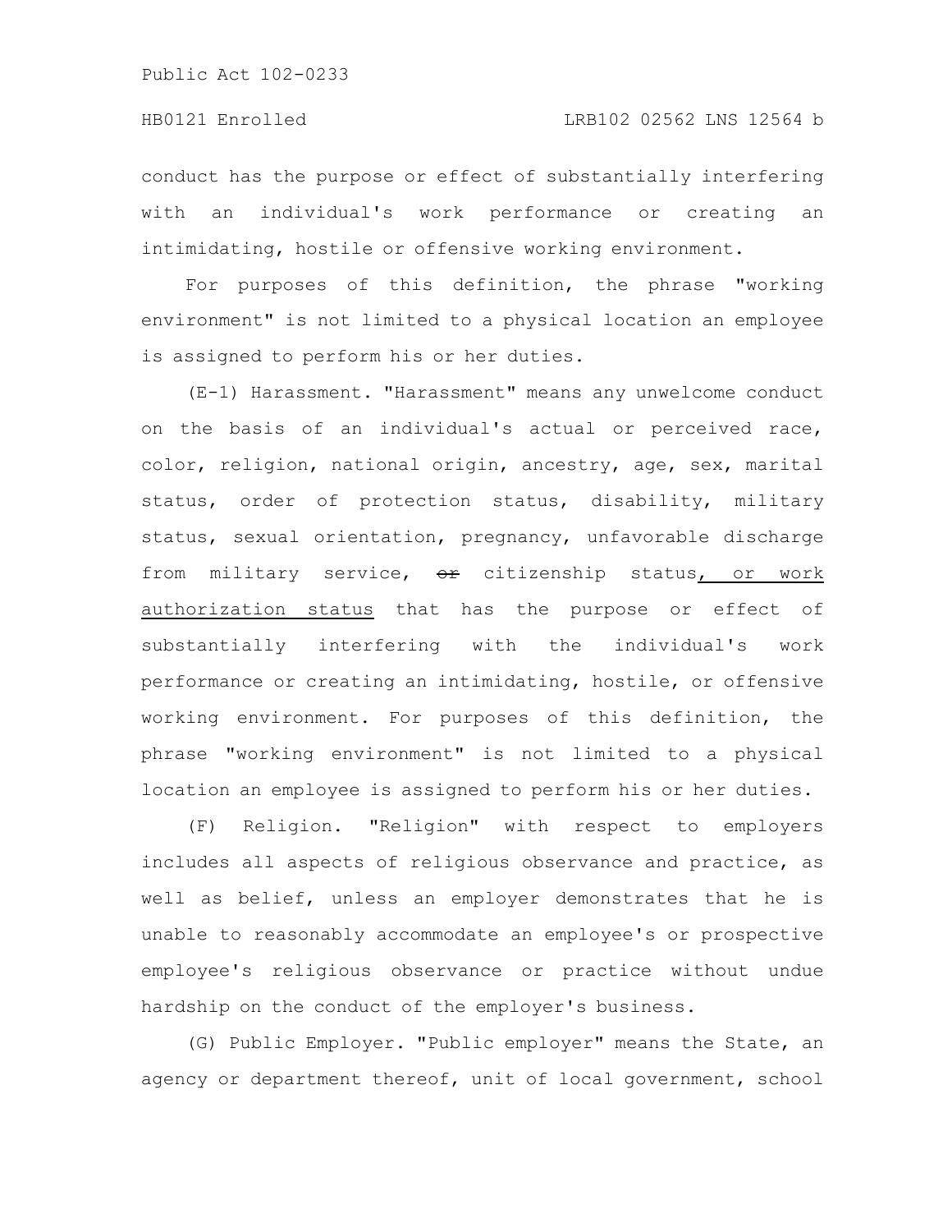conduct has the purpose or effect of substantially interfering with an individual's work performance or creating an intimidating, hostile or offensive working environment.

For purposes of this definition, the phrase "working environment" is not limited to a physical location an employee is assigned to perform his or her duties.

(E-1) Harassment. "Harassment" means any unwelcome conduct on the basis of an individual's actual or perceived race, color, religion, national origin, ancestry, age, sex, marital status, order of protection status, disability, military status, sexual orientation, pregnancy, unfavorable discharge from military service, ~~or~~ citizenship status, or work authorization status that has the purpose or effect of substantially interfering with the individual's work performance or creating an intimidating, hostile, or offensive working environment. For purposes of this definition, the phrase "working environment" is not limited to a physical location an employee is assigned to perform his or her duties.

(F) Religion. "Religion" with respect to employers includes all aspects of religious observance and practice, as well as belief, unless an employer demonstrates that he is unable to reasonably accommodate an employee's or prospective employee's religious observance or practice without undue hardship on the conduct of the employer's business.

(G) Public Employer. "Public employer" means the State, an agency or department thereof, unit of local government, school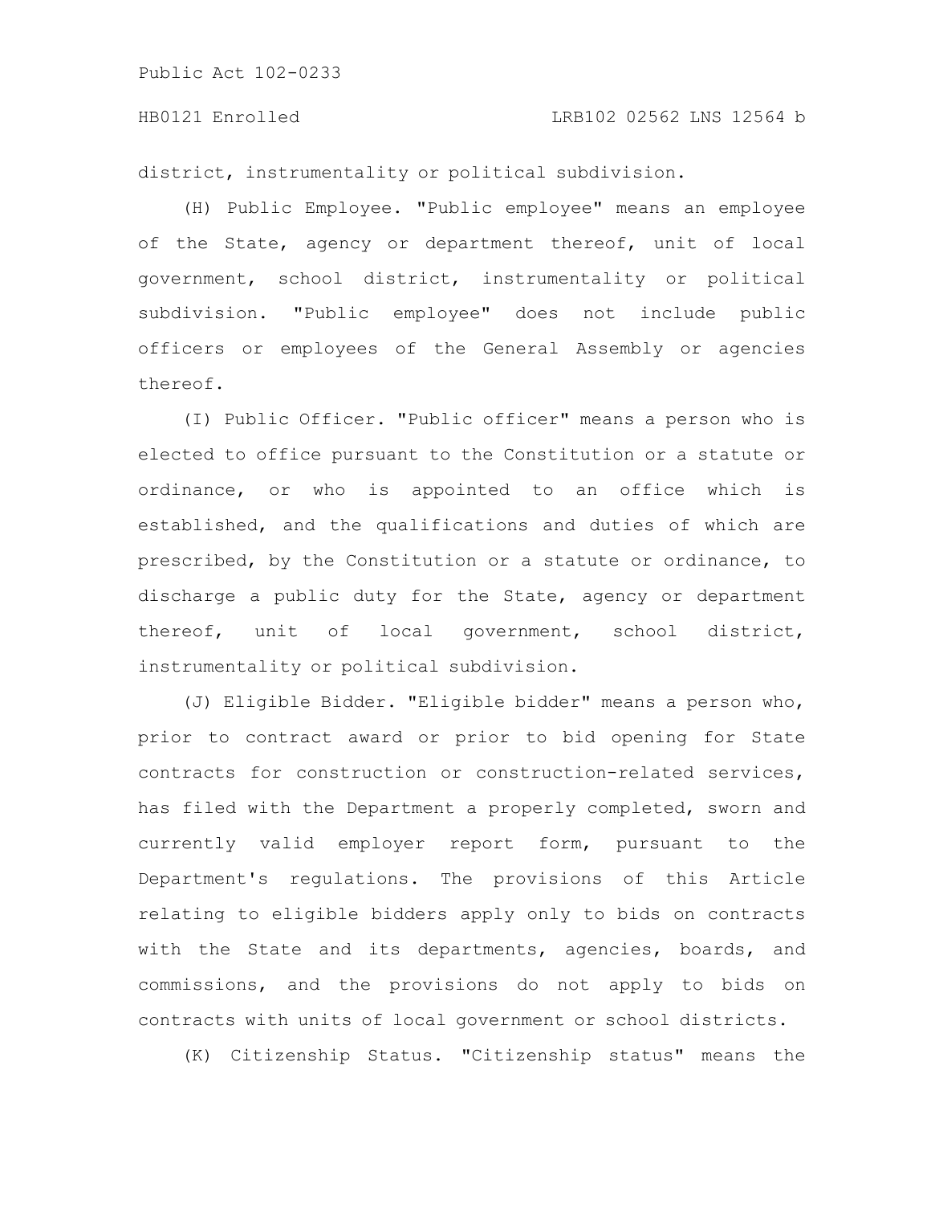district, instrumentality or political subdivision.

(H) Public Employee. "Public employee" means an employee of the State, agency or department thereof, unit of local government, school district, instrumentality or political subdivision. "Public employee" does not include public officers or employees of the General Assembly or agencies thereof.

(I) Public Officer. "Public officer" means a person who is elected to office pursuant to the Constitution or a statute or ordinance, or who is appointed to an office which is established, and the qualifications and duties of which are prescribed, by the Constitution or a statute or ordinance, to discharge a public duty for the State, agency or department thereof, unit of local government, school district, instrumentality or political subdivision.

(J) Eligible Bidder. "Eligible bidder" means a person who, prior to contract award or prior to bid opening for State contracts for construction or construction-related services, has filed with the Department a properly completed, sworn and currently valid employer report form, pursuant to the Department's regulations. The provisions of this Article relating to eligible bidders apply only to bids on contracts with the State and its departments, agencies, boards, and commissions, and the provisions do not apply to bids on contracts with units of local government or school districts.

(K) Citizenship Status. "Citizenship status" means the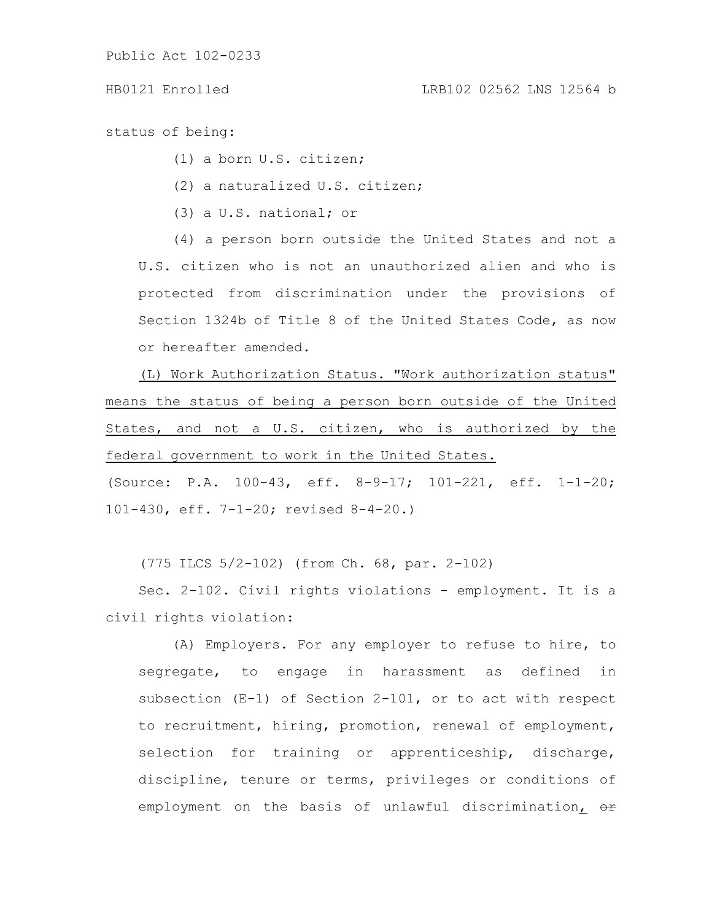status of being:

(1) a born U.S. citizen;

(2) a naturalized U.S. citizen;

(3) a U.S. national; or

(4) a person born outside the United States and not a U.S. citizen who is not an unauthorized alien and who is protected from discrimination under the provisions of Section 1324b of Title 8 of the United States Code, as now or hereafter amended.

<u>(L) Work Authorization Status. "Work authorization status" means the status of being a person born outside of the United States, and not a U.S. citizen, who is authorized by the federal government to work in the United States.</u>

(Source: P.A. 100-43, eff. 8-9-17; 101-221, eff. 1-1-20; 101-430, eff. 7-1-20; revised 8-4-20.)

(775 ILCS 5/2-102) (from Ch. 68, par. 2-102)

Sec. 2-102. Civil rights violations - employment. It is a civil rights violation:

(A) Employers. For any employer to refuse to hire, to segregate, to engage in harassment as defined in subsection (E-1) of Section 2-101, or to act with respect to recruitment, hiring, promotion, renewal of employment, selection for training or apprenticeship, discharge, discipline, tenure or terms, privileges or conditions of employment on the basis of unlawful discrimination<u>,</u> ~~or~~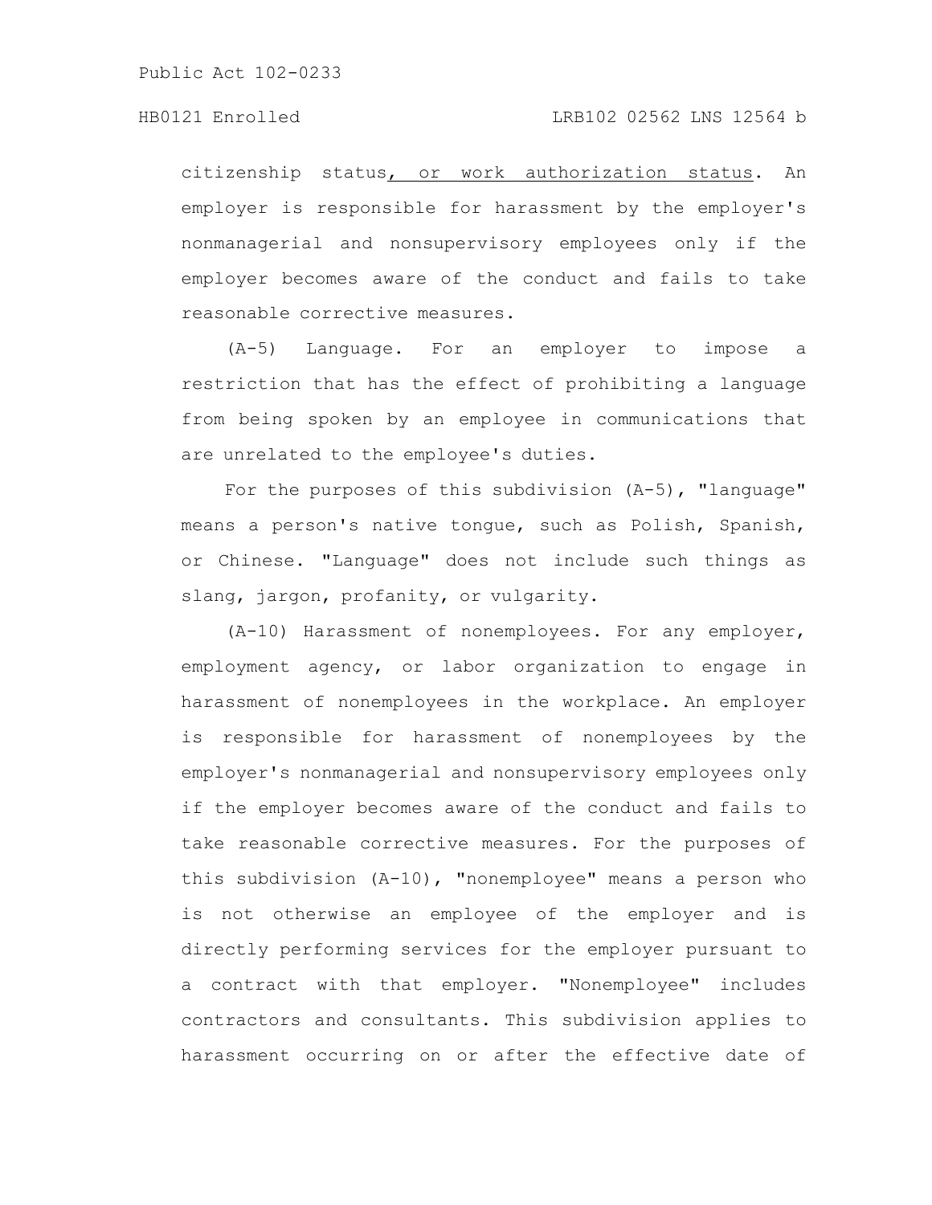citizenship status<u>, or work authorization status</u>. An employer is responsible for harassment by the employer's nonmanagerial and nonsupervisory employees only if the employer becomes aware of the conduct and fails to take reasonable corrective measures.

(A-5) Language. For an employer to impose a restriction that has the effect of prohibiting a language from being spoken by an employee in communications that are unrelated to the employee's duties.

For the purposes of this subdivision (A-5), "language" means a person's native tongue, such as Polish, Spanish, or Chinese. "Language" does not include such things as slang, jargon, profanity, or vulgarity.

(A-10) Harassment of nonemployees. For any employer, employment agency, or labor organization to engage in harassment of nonemployees in the workplace. An employer is responsible for harassment of nonemployees by the employer's nonmanagerial and nonsupervisory employees only if the employer becomes aware of the conduct and fails to take reasonable corrective measures. For the purposes of this subdivision (A-10), "nonemployee" means a person who is not otherwise an employee of the employer and is directly performing services for the employer pursuant to a contract with that employer. "Nonemployee" includes contractors and consultants. This subdivision applies to harassment occurring on or after the effective date of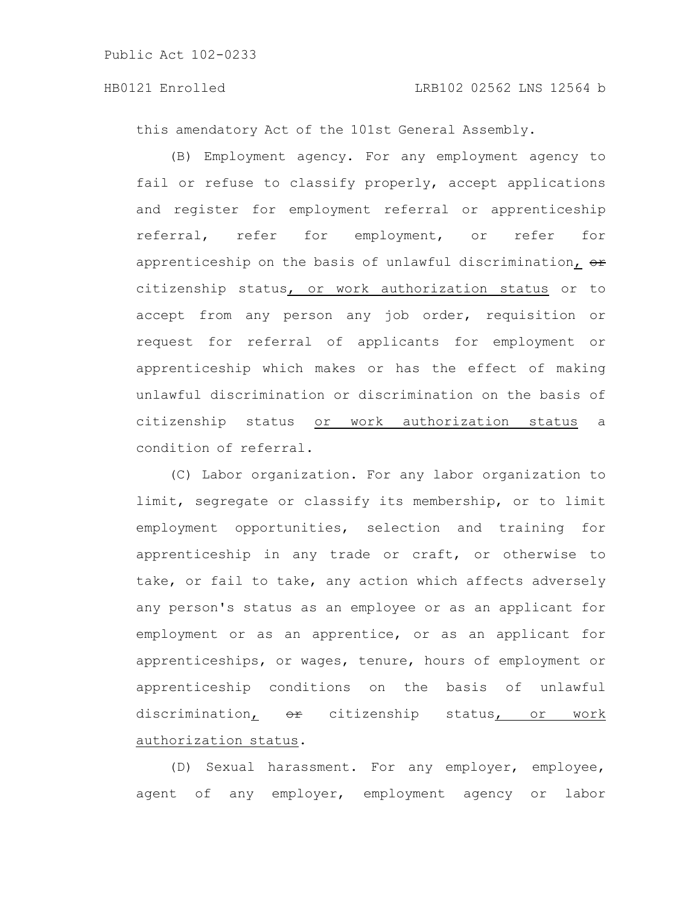this amendatory Act of the 101st General Assembly.

(B) Employment agency. For any employment agency to fail or refuse to classify properly, accept applications and register for employment referral or apprenticeship referral, refer for employment, or refer for apprenticeship on the basis of unlawful discrimination, ~~or~~ citizenship status, or work authorization status or to accept from any person any job order, requisition or request for referral of applicants for employment or apprenticeship which makes or has the effect of making unlawful discrimination or discrimination on the basis of citizenship status or work authorization status a condition of referral.

(C) Labor organization. For any labor organization to limit, segregate or classify its membership, or to limit employment opportunities, selection and training for apprenticeship in any trade or craft, or otherwise to take, or fail to take, any action which affects adversely any person's status as an employee or as an applicant for employment or as an apprentice, or as an applicant for apprenticeships, or wages, tenure, hours of employment or apprenticeship conditions on the basis of unlawful discrimination, ~~or~~ citizenship status, or work authorization status.

(D) Sexual harassment. For any employer, employee, agent of any employer, employment agency or labor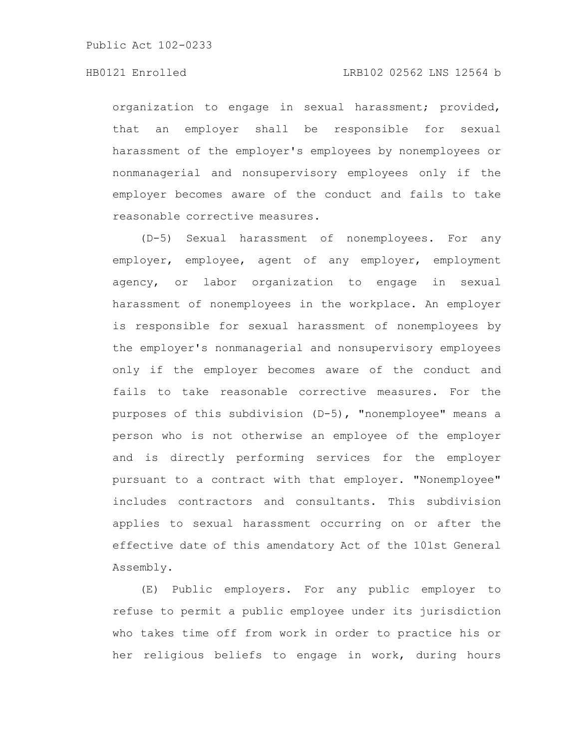organization to engage in sexual harassment; provided, that an employer shall be responsible for sexual harassment of the employer's employees by nonemployees or nonmanagerial and nonsupervisory employees only if the employer becomes aware of the conduct and fails to take reasonable corrective measures.

(D-5) Sexual harassment of nonemployees. For any employer, employee, agent of any employer, employment agency, or labor organization to engage in sexual harassment of nonemployees in the workplace. An employer is responsible for sexual harassment of nonemployees by the employer's nonmanagerial and nonsupervisory employees only if the employer becomes aware of the conduct and fails to take reasonable corrective measures. For the purposes of this subdivision (D-5), "nonemployee" means a person who is not otherwise an employee of the employer and is directly performing services for the employer pursuant to a contract with that employer. "Nonemployee" includes contractors and consultants. This subdivision applies to sexual harassment occurring on or after the effective date of this amendatory Act of the 101st General Assembly.

(E) Public employers. For any public employer to refuse to permit a public employee under its jurisdiction who takes time off from work in order to practice his or her religious beliefs to engage in work, during hours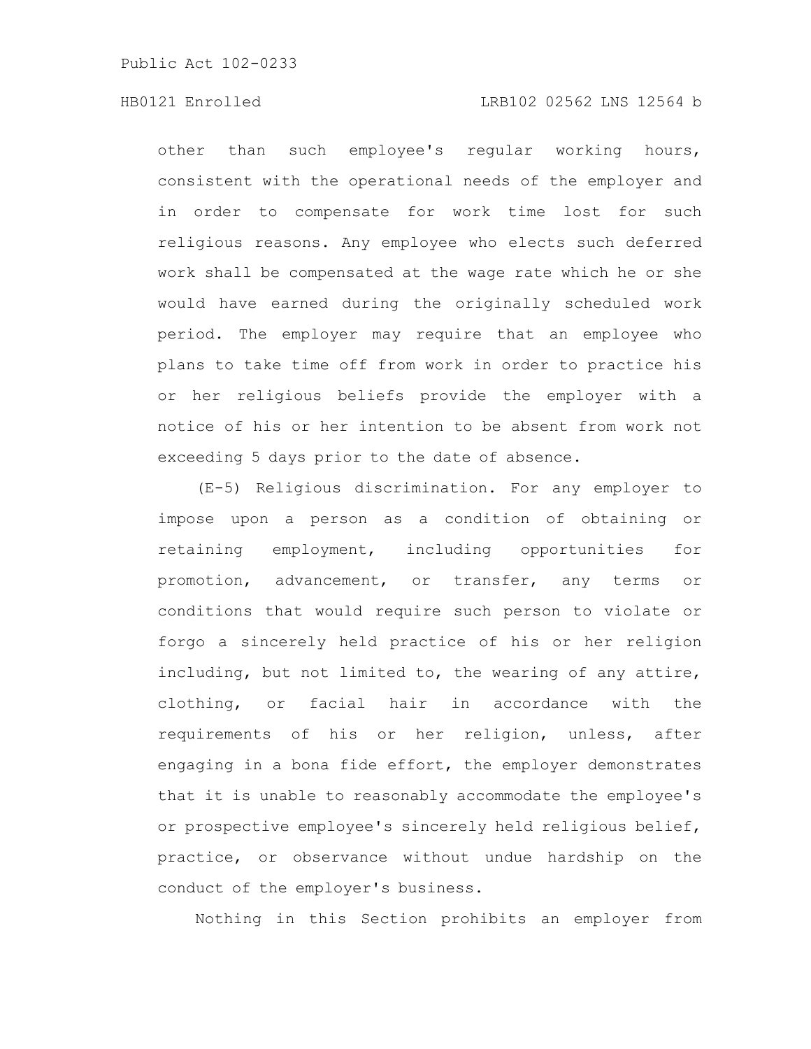other than such employee's regular working hours, consistent with the operational needs of the employer and in order to compensate for work time lost for such religious reasons. Any employee who elects such deferred work shall be compensated at the wage rate which he or she would have earned during the originally scheduled work period. The employer may require that an employee who plans to take time off from work in order to practice his or her religious beliefs provide the employer with a notice of his or her intention to be absent from work not exceeding 5 days prior to the date of absence.

(E-5) Religious discrimination. For any employer to impose upon a person as a condition of obtaining or retaining employment, including opportunities for promotion, advancement, or transfer, any terms or conditions that would require such person to violate or forgo a sincerely held practice of his or her religion including, but not limited to, the wearing of any attire, clothing, or facial hair in accordance with the requirements of his or her religion, unless, after engaging in a bona fide effort, the employer demonstrates that it is unable to reasonably accommodate the employee's or prospective employee's sincerely held religious belief, practice, or observance without undue hardship on the conduct of the employer's business.

Nothing in this Section prohibits an employer from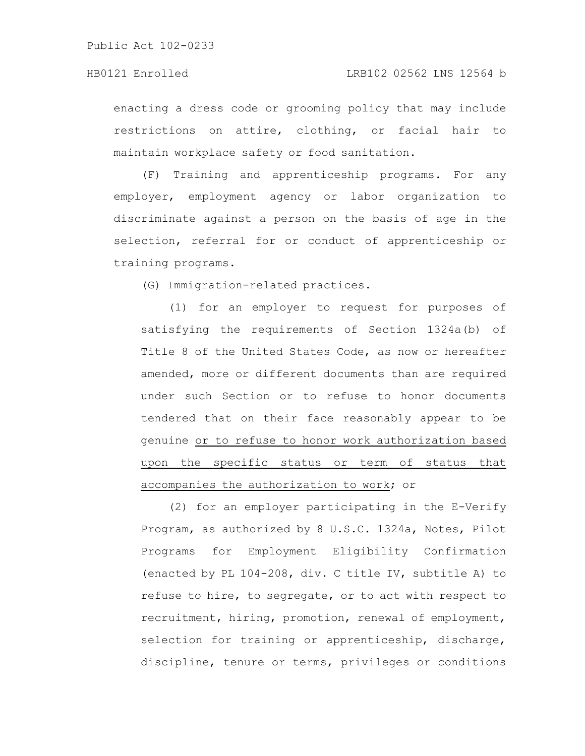enacting a dress code or grooming policy that may include restrictions on attire, clothing, or facial hair to maintain workplace safety or food sanitation.

(F) Training and apprenticeship programs. For any employer, employment agency or labor organization to discriminate against a person on the basis of age in the selection, referral for or conduct of apprenticeship or training programs.

(G) Immigration-related practices.

(1) for an employer to request for purposes of satisfying the requirements of Section 1324a(b) of Title 8 of the United States Code, as now or hereafter amended, more or different documents than are required under such Section or to refuse to honor documents tendered that on their face reasonably appear to be genuine or to refuse to honor work authorization based upon the specific status or term of status that accompanies the authorization to work; or

(2) for an employer participating in the E-Verify Program, as authorized by 8 U.S.C. 1324a, Notes, Pilot Programs for Employment Eligibility Confirmation (enacted by PL 104-208, div. C title IV, subtitle A) to refuse to hire, to segregate, or to act with respect to recruitment, hiring, promotion, renewal of employment, selection for training or apprenticeship, discharge, discipline, tenure or terms, privileges or conditions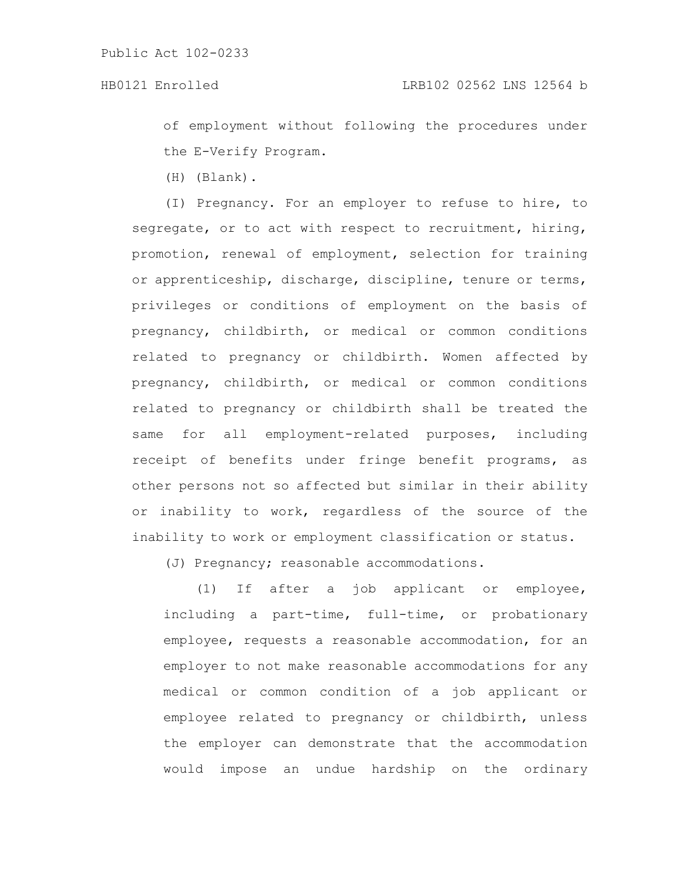of employment without following the procedures under the E-Verify Program.

(H) (Blank).

(I) Pregnancy. For an employer to refuse to hire, to segregate, or to act with respect to recruitment, hiring, promotion, renewal of employment, selection for training or apprenticeship, discharge, discipline, tenure or terms, privileges or conditions of employment on the basis of pregnancy, childbirth, or medical or common conditions related to pregnancy or childbirth. Women affected by pregnancy, childbirth, or medical or common conditions related to pregnancy or childbirth shall be treated the same for all employment-related purposes, including receipt of benefits under fringe benefit programs, as other persons not so affected but similar in their ability or inability to work, regardless of the source of the inability to work or employment classification or status.

(J) Pregnancy; reasonable accommodations.

(1) If after a job applicant or employee, including a part-time, full-time, or probationary employee, requests a reasonable accommodation, for an employer to not make reasonable accommodations for any medical or common condition of a job applicant or employee related to pregnancy or childbirth, unless the employer can demonstrate that the accommodation would impose an undue hardship on the ordinary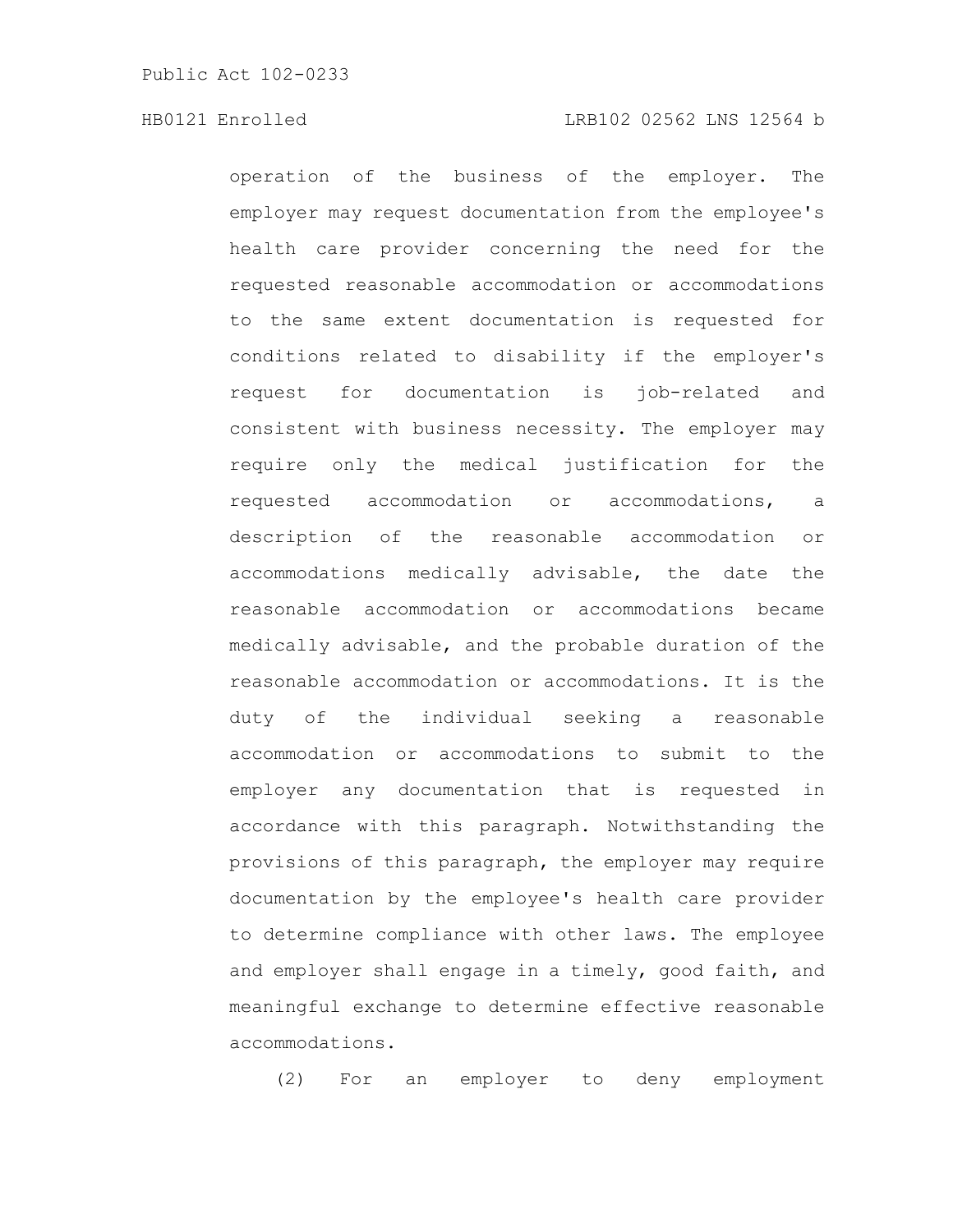operation of the business of the employer. The employer may request documentation from the employee's health care provider concerning the need for the requested reasonable accommodation or accommodations to the same extent documentation is requested for conditions related to disability if the employer's request for documentation is job-related and consistent with business necessity. The employer may require only the medical justification for the requested accommodation or accommodations, a description of the reasonable accommodation or accommodations medically advisable, the date the reasonable accommodation or accommodations became medically advisable, and the probable duration of the reasonable accommodation or accommodations. It is the duty of the individual seeking a reasonable accommodation or accommodations to submit to the employer any documentation that is requested in accordance with this paragraph. Notwithstanding the provisions of this paragraph, the employer may require documentation by the employee's health care provider to determine compliance with other laws. The employee and employer shall engage in a timely, good faith, and meaningful exchange to determine effective reasonable accommodations.

(2) For an employer to deny employment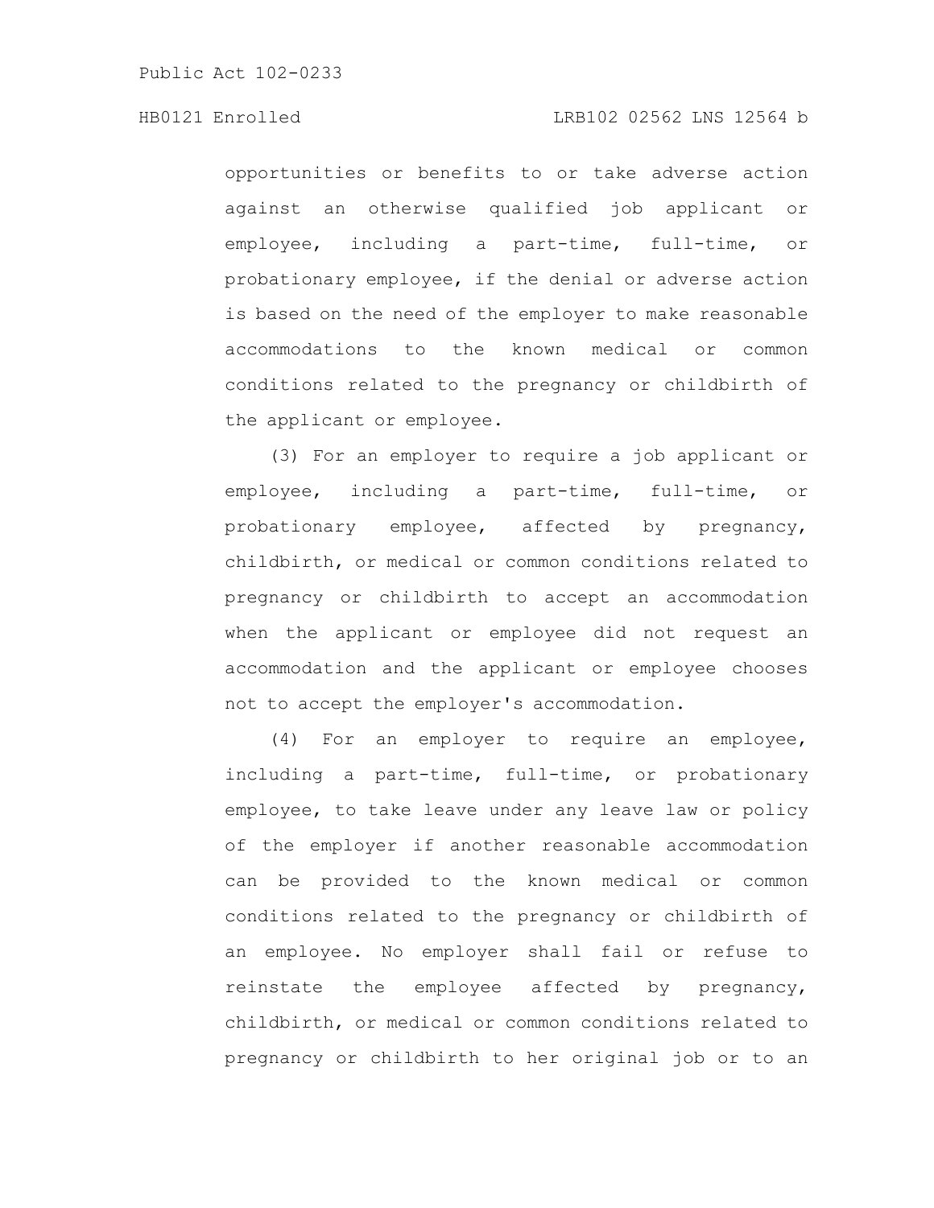opportunities or benefits to or take adverse action against an otherwise qualified job applicant or employee, including a part-time, full-time, or probationary employee, if the denial or adverse action is based on the need of the employer to make reasonable accommodations to the known medical or common conditions related to the pregnancy or childbirth of the applicant or employee.

(3) For an employer to require a job applicant or employee, including a part-time, full-time, or probationary employee, affected by pregnancy, childbirth, or medical or common conditions related to pregnancy or childbirth to accept an accommodation when the applicant or employee did not request an accommodation and the applicant or employee chooses not to accept the employer's accommodation.

(4) For an employer to require an employee, including a part-time, full-time, or probationary employee, to take leave under any leave law or policy of the employer if another reasonable accommodation can be provided to the known medical or common conditions related to the pregnancy or childbirth of an employee. No employer shall fail or refuse to reinstate the employee affected by pregnancy, childbirth, or medical or common conditions related to pregnancy or childbirth to her original job or to an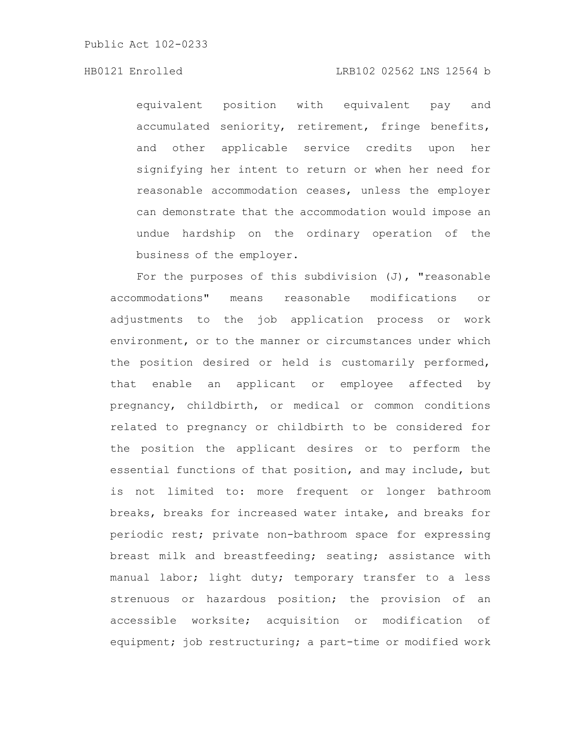equivalent position with equivalent pay and accumulated seniority, retirement, fringe benefits, and other applicable service credits upon her signifying her intent to return or when her need for reasonable accommodation ceases, unless the employer can demonstrate that the accommodation would impose an undue hardship on the ordinary operation of the business of the employer.

For the purposes of this subdivision (J), "reasonable accommodations" means reasonable modifications or adjustments to the job application process or work environment, or to the manner or circumstances under which the position desired or held is customarily performed, that enable an applicant or employee affected by pregnancy, childbirth, or medical or common conditions related to pregnancy or childbirth to be considered for the position the applicant desires or to perform the essential functions of that position, and may include, but is not limited to: more frequent or longer bathroom breaks, breaks for increased water intake, and breaks for periodic rest; private non-bathroom space for expressing breast milk and breastfeeding; seating; assistance with manual labor; light duty; temporary transfer to a less strenuous or hazardous position; the provision of an accessible worksite; acquisition or modification of equipment; job restructuring; a part-time or modified work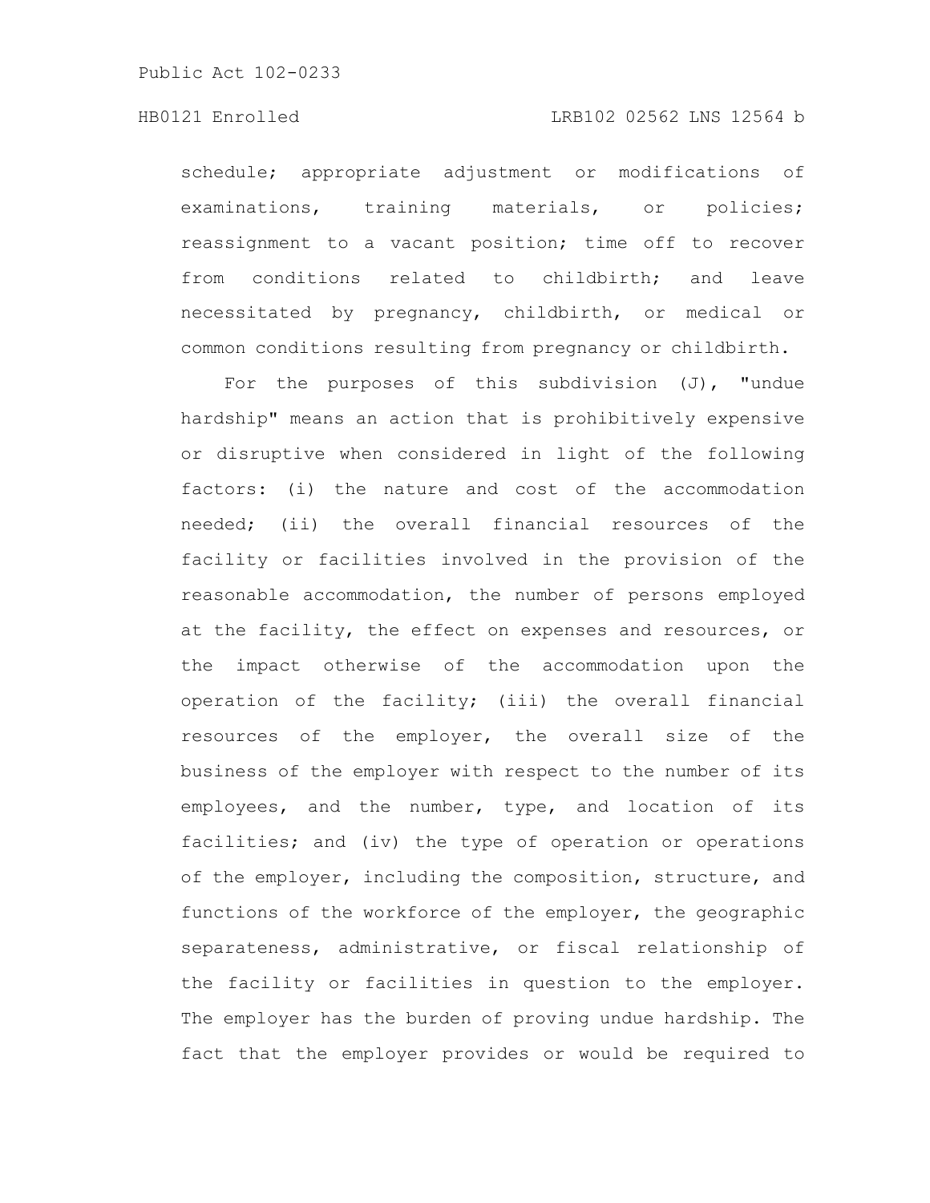schedule; appropriate adjustment or modifications of examinations, training materials, or policies; reassignment to a vacant position; time off to recover from conditions related to childbirth; and leave necessitated by pregnancy, childbirth, or medical or common conditions resulting from pregnancy or childbirth.

For the purposes of this subdivision (J), "undue hardship" means an action that is prohibitively expensive or disruptive when considered in light of the following factors: (i) the nature and cost of the accommodation needed; (ii) the overall financial resources of the facility or facilities involved in the provision of the reasonable accommodation, the number of persons employed at the facility, the effect on expenses and resources, or the impact otherwise of the accommodation upon the operation of the facility; (iii) the overall financial resources of the employer, the overall size of the business of the employer with respect to the number of its employees, and the number, type, and location of its facilities; and (iv) the type of operation or operations of the employer, including the composition, structure, and functions of the workforce of the employer, the geographic separateness, administrative, or fiscal relationship of the facility or facilities in question to the employer. The employer has the burden of proving undue hardship. The fact that the employer provides or would be required to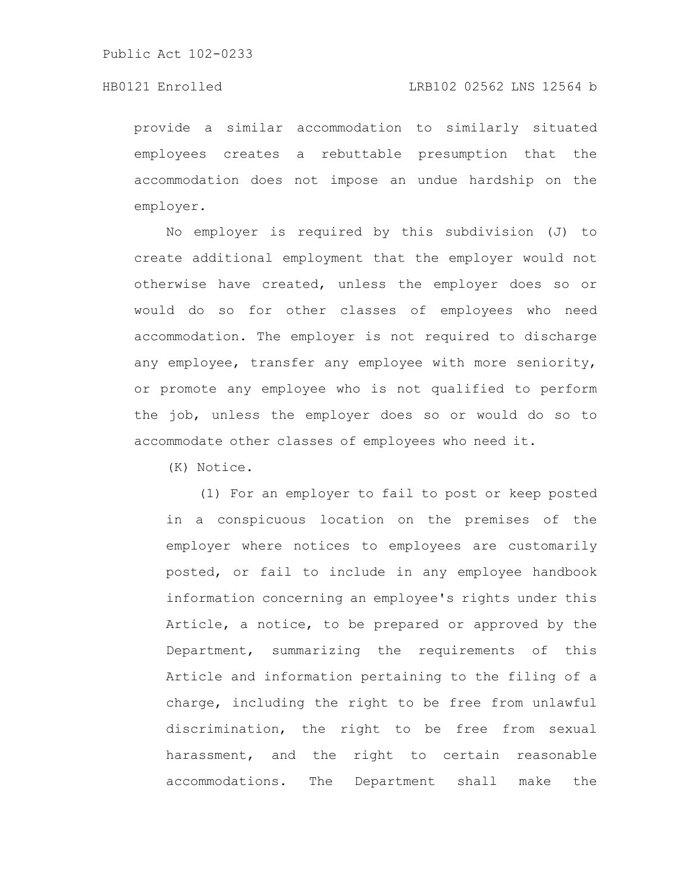provide a similar accommodation to similarly situated employees creates a rebuttable presumption that the accommodation does not impose an undue hardship on the employer.

No employer is required by this subdivision (J) to create additional employment that the employer would not otherwise have created, unless the employer does so or would do so for other classes of employees who need accommodation. The employer is not required to discharge any employee, transfer any employee with more seniority, or promote any employee who is not qualified to perform the job, unless the employer does so or would do so to accommodate other classes of employees who need it.

(K) Notice.

(1) For an employer to fail to post or keep posted in a conspicuous location on the premises of the employer where notices to employees are customarily posted, or fail to include in any employee handbook information concerning an employee's rights under this Article, a notice, to be prepared or approved by the Department, summarizing the requirements of this Article and information pertaining to the filing of a charge, including the right to be free from unlawful discrimination, the right to be free from sexual harassment, and the right to certain reasonable accommodations. The Department shall make the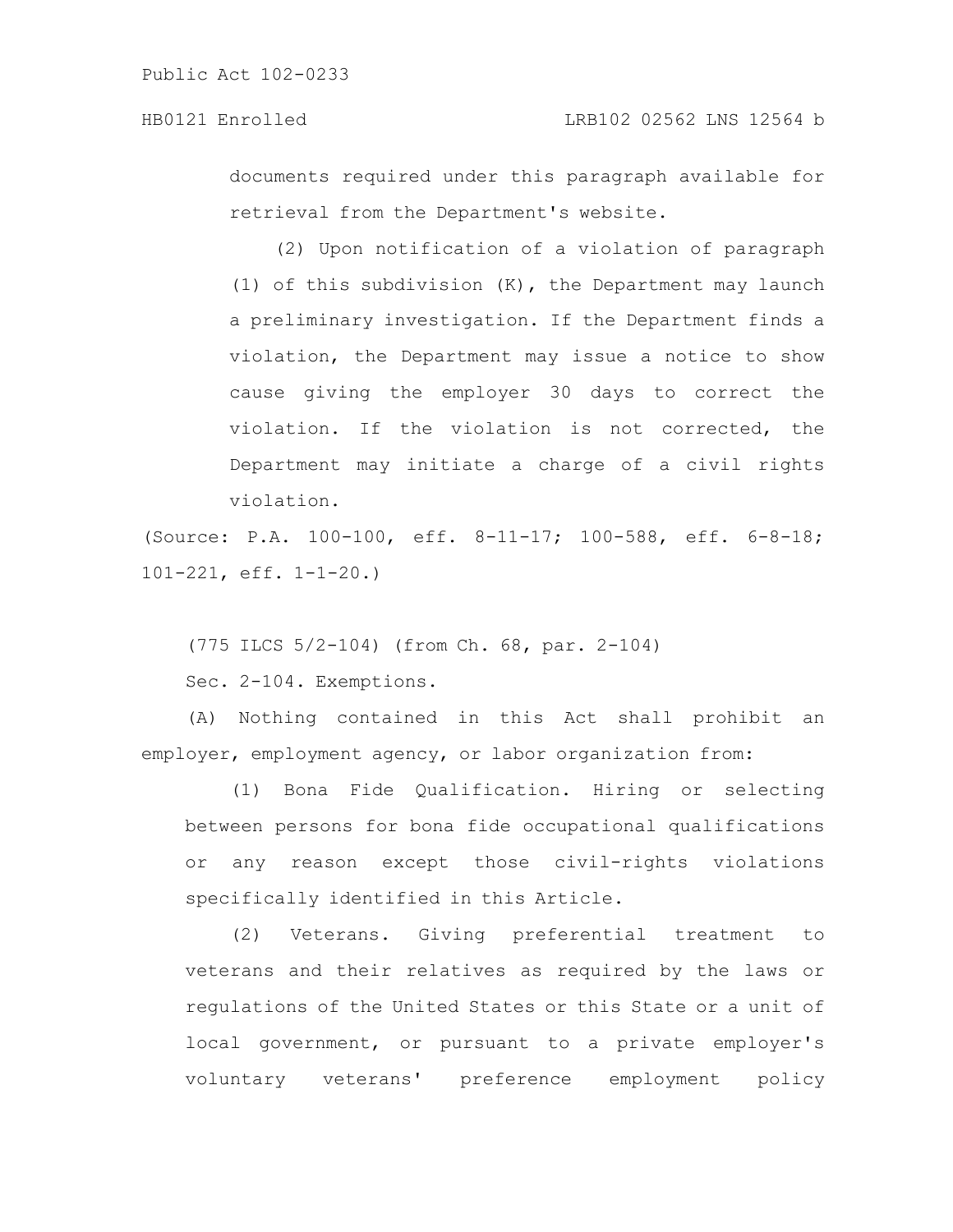documents required under this paragraph available for retrieval from the Department's website.

(2) Upon notification of a violation of paragraph (1) of this subdivision (K), the Department may launch a preliminary investigation. If the Department finds a violation, the Department may issue a notice to show cause giving the employer 30 days to correct the violation. If the violation is not corrected, the Department may initiate a charge of a civil rights violation.

(Source: P.A. 100-100, eff. 8-11-17; 100-588, eff. 6-8-18; 101-221, eff. 1-1-20.)

(775 ILCS 5/2-104) (from Ch. 68, par. 2-104)

Sec. 2-104. Exemptions.

(A) Nothing contained in this Act shall prohibit an employer, employment agency, or labor organization from:

(1) Bona Fide Qualification. Hiring or selecting between persons for bona fide occupational qualifications or any reason except those civil-rights violations specifically identified in this Article.

(2) Veterans. Giving preferential treatment to veterans and their relatives as required by the laws or regulations of the United States or this State or a unit of local government, or pursuant to a private employer's voluntary veterans' preference employment policy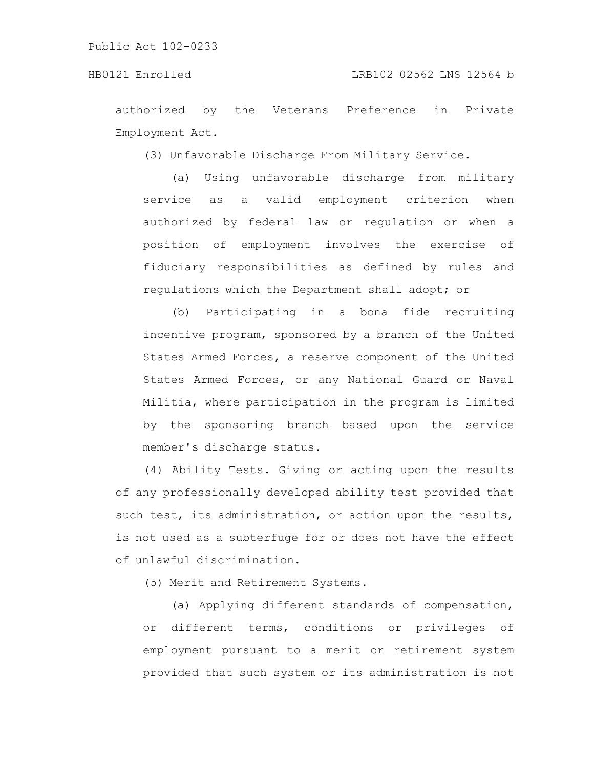authorized by the Veterans Preference in Private Employment Act.

(3) Unfavorable Discharge From Military Service.

(a) Using unfavorable discharge from military service as a valid employment criterion when authorized by federal law or regulation or when a position of employment involves the exercise of fiduciary responsibilities as defined by rules and regulations which the Department shall adopt; or

(b) Participating in a bona fide recruiting incentive program, sponsored by a branch of the United States Armed Forces, a reserve component of the United States Armed Forces, or any National Guard or Naval Militia, where participation in the program is limited by the sponsoring branch based upon the service member's discharge status.

(4) Ability Tests. Giving or acting upon the results of any professionally developed ability test provided that such test, its administration, or action upon the results, is not used as a subterfuge for or does not have the effect of unlawful discrimination.

(5) Merit and Retirement Systems.

(a) Applying different standards of compensation, or different terms, conditions or privileges of employment pursuant to a merit or retirement system provided that such system or its administration is not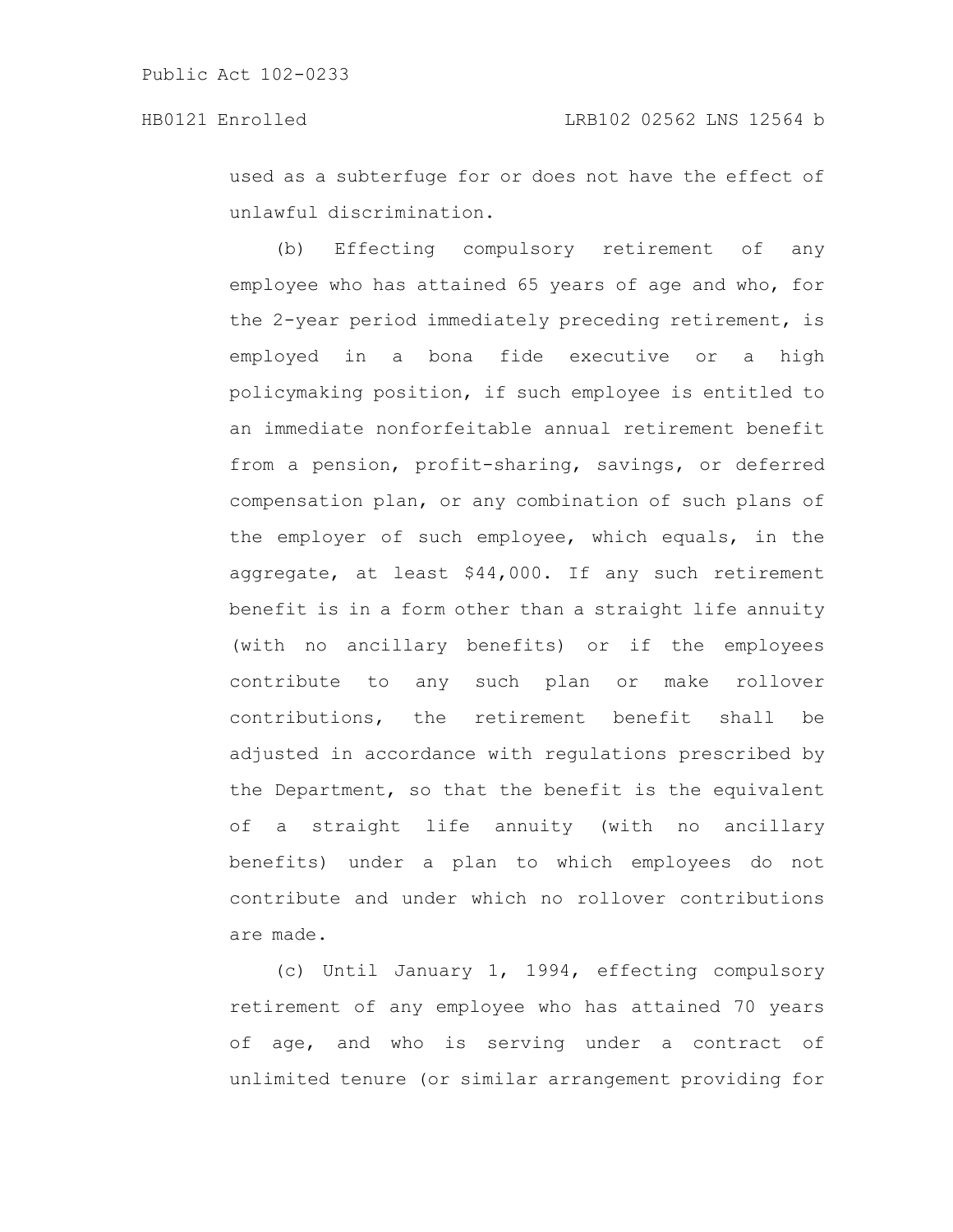used as a subterfuge for or does not have the effect of unlawful discrimination.

(b) Effecting compulsory retirement of any employee who has attained 65 years of age and who, for the 2-year period immediately preceding retirement, is employed in a bona fide executive or a high policymaking position, if such employee is entitled to an immediate nonforfeitable annual retirement benefit from a pension, profit-sharing, savings, or deferred compensation plan, or any combination of such plans of the employer of such employee, which equals, in the aggregate, at least $44,000. If any such retirement benefit is in a form other than a straight life annuity (with no ancillary benefits) or if the employees contribute to any such plan or make rollover contributions, the retirement benefit shall be adjusted in accordance with regulations prescribed by the Department, so that the benefit is the equivalent of a straight life annuity (with no ancillary benefits) under a plan to which employees do not contribute and under which no rollover contributions are made.

(c) Until January 1, 1994, effecting compulsory retirement of any employee who has attained 70 years of age, and who is serving under a contract of unlimited tenure (or similar arrangement providing for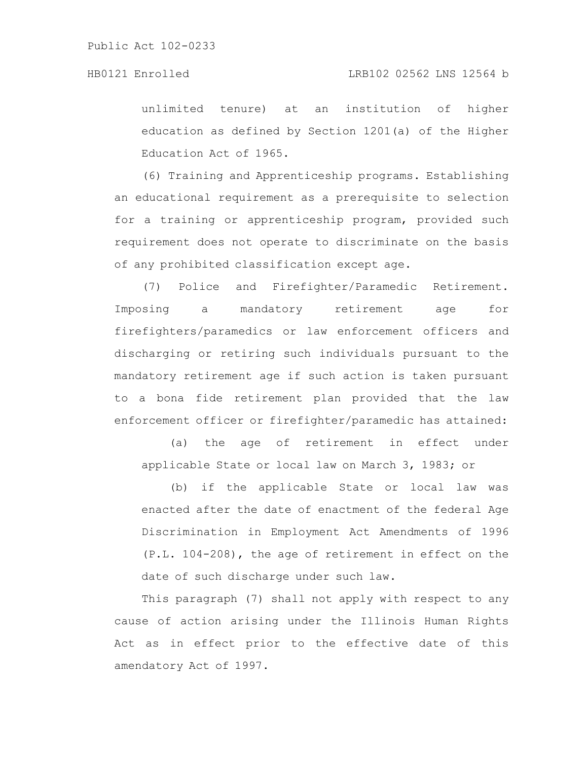unlimited tenure) at an institution of higher education as defined by Section 1201(a) of the Higher Education Act of 1965.

(6) Training and Apprenticeship programs. Establishing an educational requirement as a prerequisite to selection for a training or apprenticeship program, provided such requirement does not operate to discriminate on the basis of any prohibited classification except age.

(7) Police and Firefighter/Paramedic Retirement. Imposing a mandatory retirement age for firefighters/paramedics or law enforcement officers and discharging or retiring such individuals pursuant to the mandatory retirement age if such action is taken pursuant to a bona fide retirement plan provided that the law enforcement officer or firefighter/paramedic has attained:

(a) the age of retirement in effect under applicable State or local law on March 3, 1983; or

(b) if the applicable State or local law was enacted after the date of enactment of the federal Age Discrimination in Employment Act Amendments of 1996 (P.L. 104-208), the age of retirement in effect on the date of such discharge under such law.

This paragraph (7) shall not apply with respect to any cause of action arising under the Illinois Human Rights Act as in effect prior to the effective date of this amendatory Act of 1997.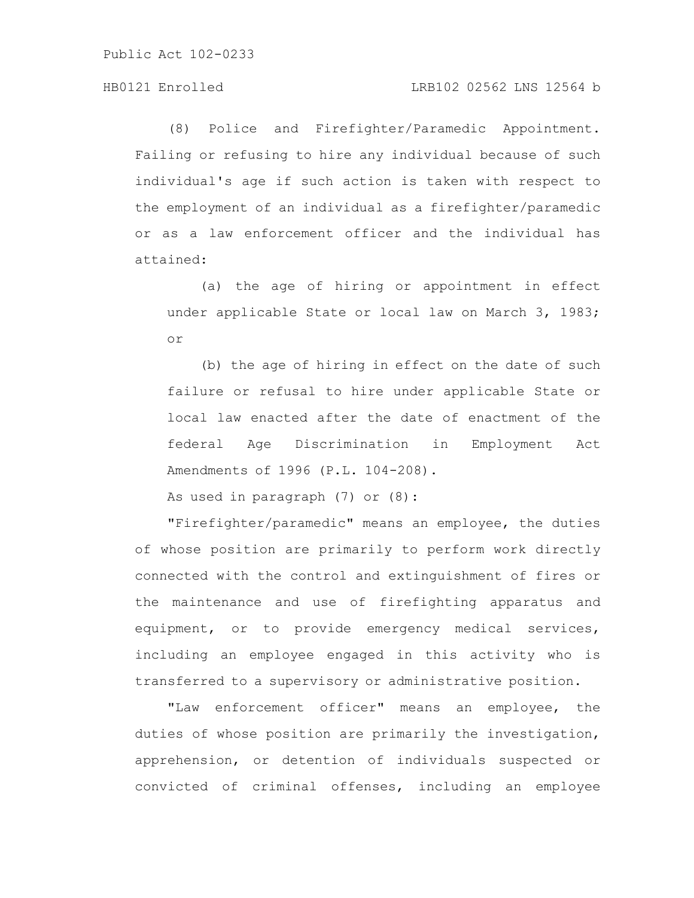(8) Police and Firefighter/Paramedic Appointment. Failing or refusing to hire any individual because of such individual's age if such action is taken with respect to the employment of an individual as a firefighter/paramedic or as a law enforcement officer and the individual has attained:

(a) the age of hiring or appointment in effect under applicable State or local law on March 3, 1983; or

(b) the age of hiring in effect on the date of such failure or refusal to hire under applicable State or local law enacted after the date of enactment of the federal Age Discrimination in Employment Act Amendments of 1996 (P.L. 104-208).

As used in paragraph (7) or (8):

"Firefighter/paramedic" means an employee, the duties of whose position are primarily to perform work directly connected with the control and extinguishment of fires or the maintenance and use of firefighting apparatus and equipment, or to provide emergency medical services, including an employee engaged in this activity who is transferred to a supervisory or administrative position.

"Law enforcement officer" means an employee, the duties of whose position are primarily the investigation, apprehension, or detention of individuals suspected or convicted of criminal offenses, including an employee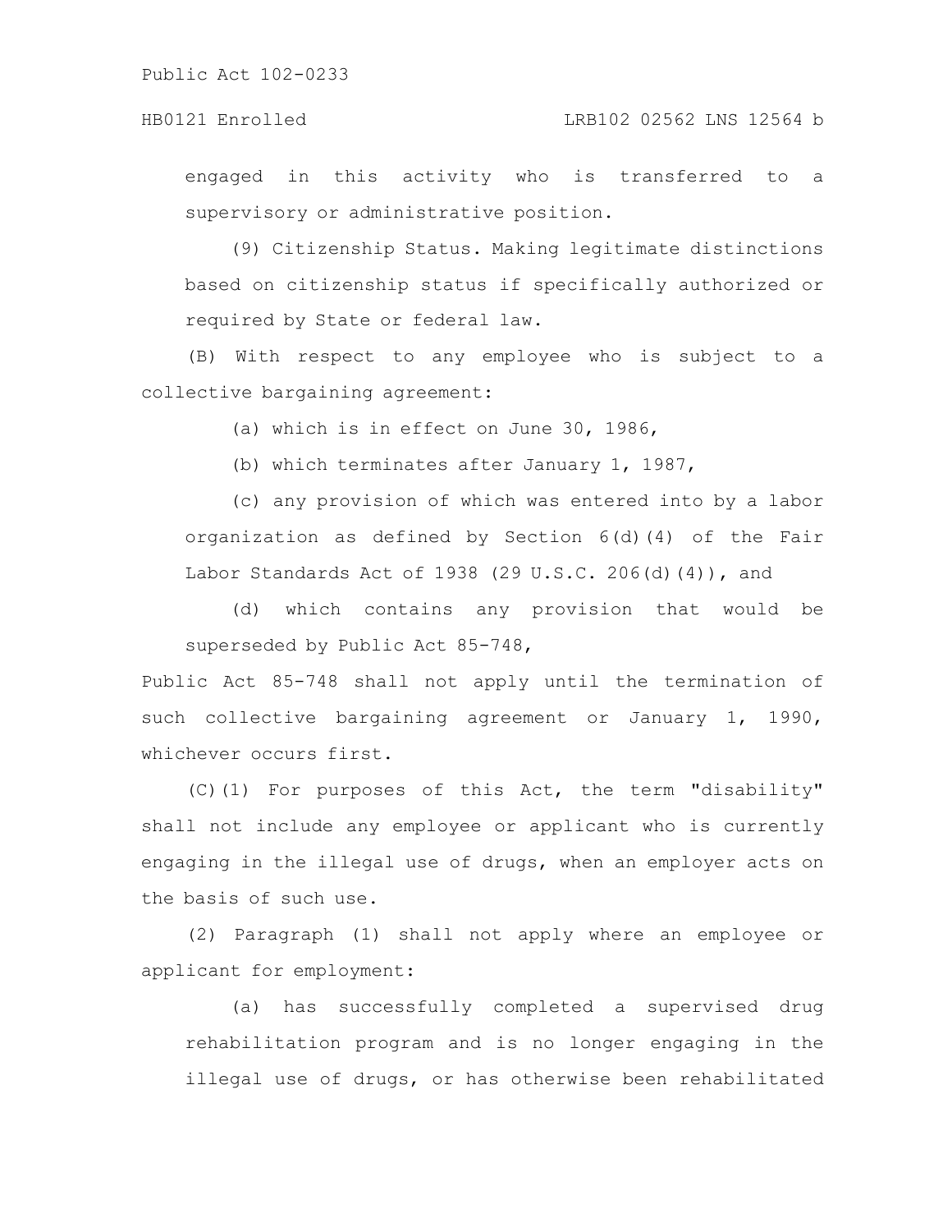engaged in this activity who is transferred to a supervisory or administrative position.

(9) Citizenship Status. Making legitimate distinctions based on citizenship status if specifically authorized or required by State or federal law.

(B) With respect to any employee who is subject to a collective bargaining agreement:

(a) which is in effect on June 30, 1986,

(b) which terminates after January 1, 1987,

(c) any provision of which was entered into by a labor organization as defined by Section 6(d)(4) of the Fair Labor Standards Act of 1938 (29 U.S.C. 206(d)(4)), and

(d) which contains any provision that would be superseded by Public Act 85-748,

Public Act 85-748 shall not apply until the termination of such collective bargaining agreement or January 1, 1990, whichever occurs first.

(C)(1) For purposes of this Act, the term "disability" shall not include any employee or applicant who is currently engaging in the illegal use of drugs, when an employer acts on the basis of such use.

(2) Paragraph (1) shall not apply where an employee or applicant for employment:

(a) has successfully completed a supervised drug rehabilitation program and is no longer engaging in the illegal use of drugs, or has otherwise been rehabilitated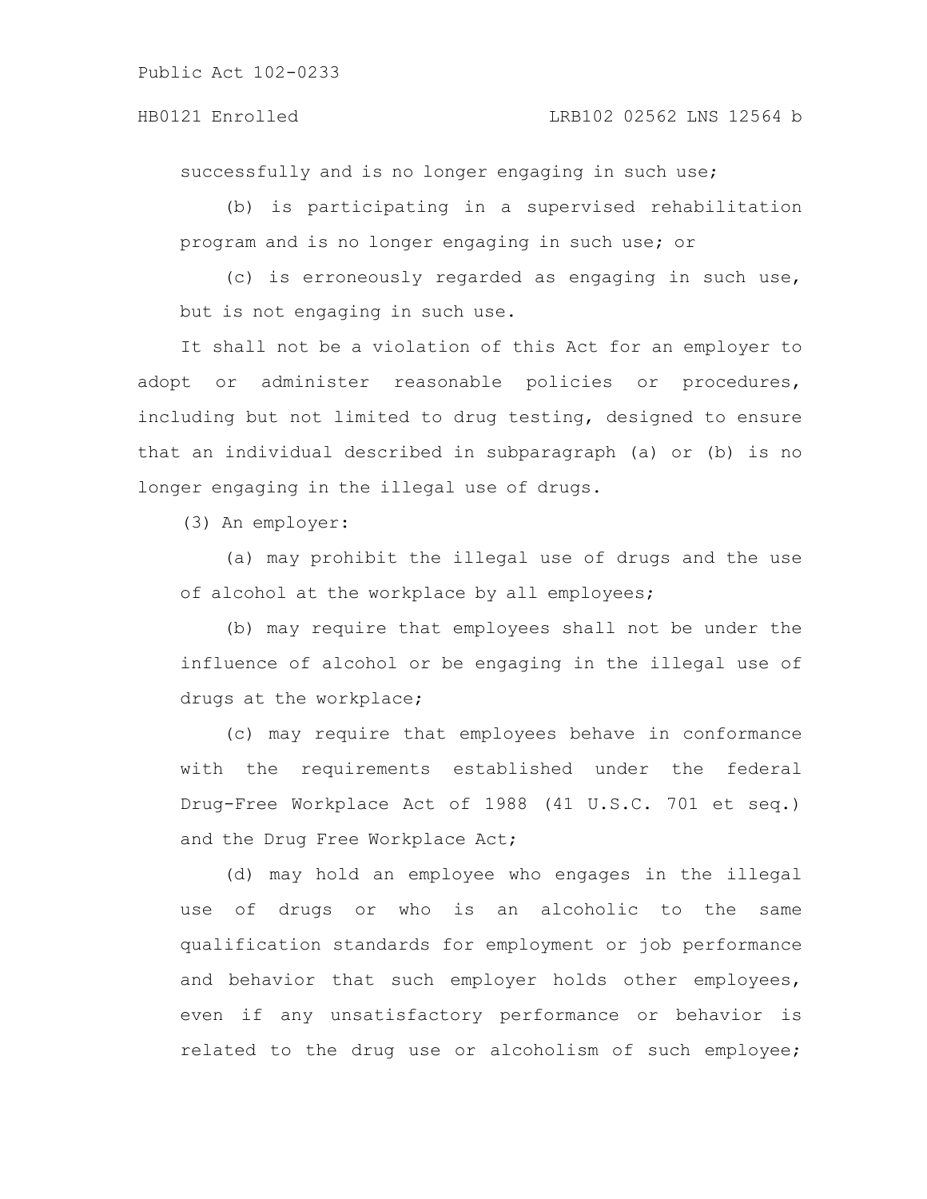successfully and is no longer engaging in such use;

(b) is participating in a supervised rehabilitation program and is no longer engaging in such use; or

(c) is erroneously regarded as engaging in such use, but is not engaging in such use.

It shall not be a violation of this Act for an employer to adopt or administer reasonable policies or procedures, including but not limited to drug testing, designed to ensure that an individual described in subparagraph (a) or (b) is no longer engaging in the illegal use of drugs.

(3) An employer:

(a) may prohibit the illegal use of drugs and the use of alcohol at the workplace by all employees;

(b) may require that employees shall not be under the influence of alcohol or be engaging in the illegal use of drugs at the workplace;

(c) may require that employees behave in conformance with the requirements established under the federal Drug-Free Workplace Act of 1988 (41 U.S.C. 701 et seq.) and the Drug Free Workplace Act;

(d) may hold an employee who engages in the illegal use of drugs or who is an alcoholic to the same qualification standards for employment or job performance and behavior that such employer holds other employees, even if any unsatisfactory performance or behavior is related to the drug use or alcoholism of such employee;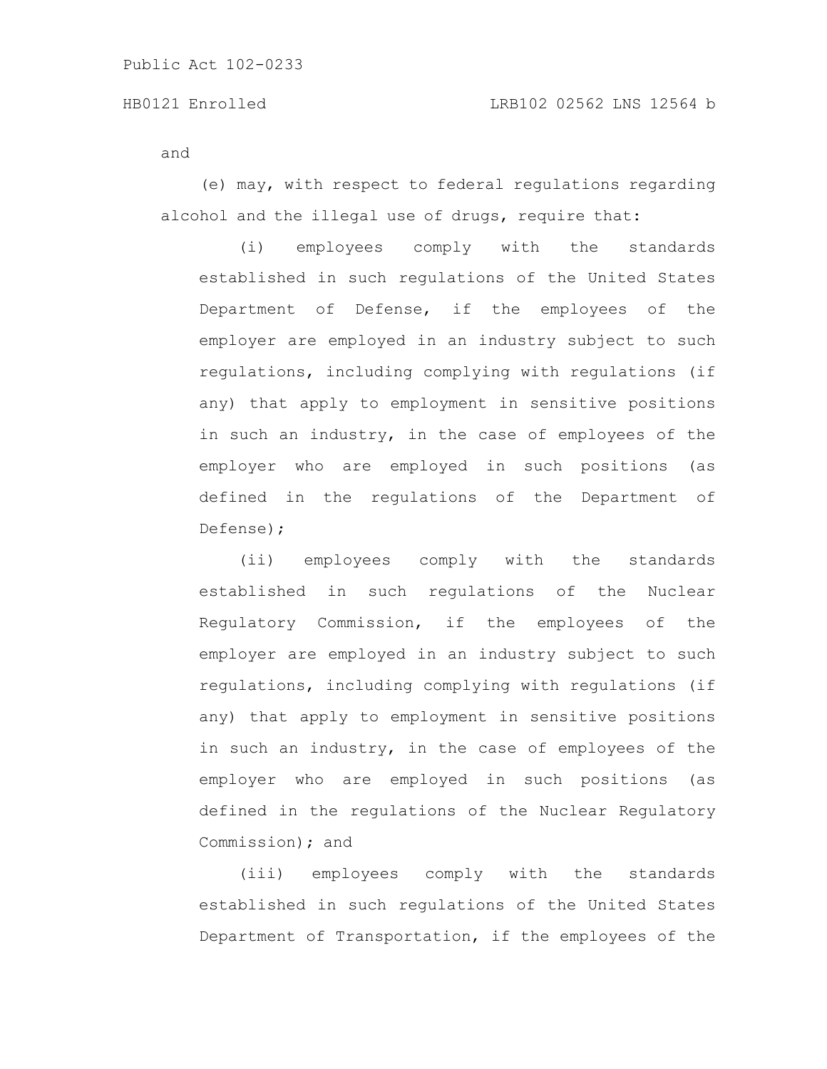and

(e) may, with respect to federal regulations regarding alcohol and the illegal use of drugs, require that:

(i) employees comply with the standards established in such regulations of the United States Department of Defense, if the employees of the employer are employed in an industry subject to such regulations, including complying with regulations (if any) that apply to employment in sensitive positions in such an industry, in the case of employees of the employer who are employed in such positions (as defined in the regulations of the Department of Defense);

(ii) employees comply with the standards established in such regulations of the Nuclear Regulatory Commission, if the employees of the employer are employed in an industry subject to such regulations, including complying with regulations (if any) that apply to employment in sensitive positions in such an industry, in the case of employees of the employer who are employed in such positions (as defined in the regulations of the Nuclear Regulatory Commission); and

(iii) employees comply with the standards established in such regulations of the United States Department of Transportation, if the employees of the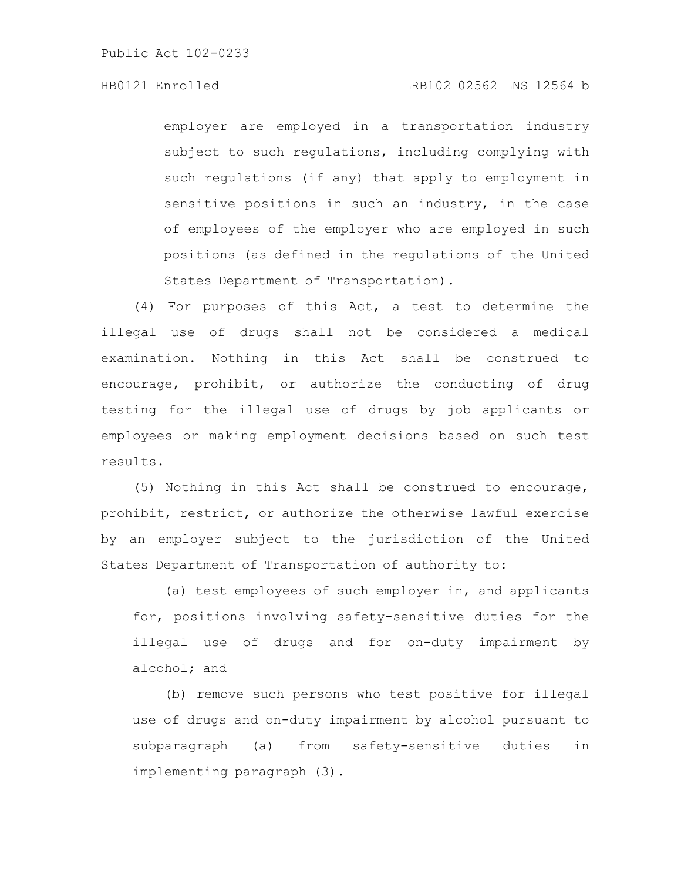employer are employed in a transportation industry subject to such regulations, including complying with such regulations (if any) that apply to employment in sensitive positions in such an industry, in the case of employees of the employer who are employed in such positions (as defined in the regulations of the United States Department of Transportation).

(4) For purposes of this Act, a test to determine the illegal use of drugs shall not be considered a medical examination. Nothing in this Act shall be construed to encourage, prohibit, or authorize the conducting of drug testing for the illegal use of drugs by job applicants or employees or making employment decisions based on such test results.

(5) Nothing in this Act shall be construed to encourage, prohibit, restrict, or authorize the otherwise lawful exercise by an employer subject to the jurisdiction of the United States Department of Transportation of authority to:

(a) test employees of such employer in, and applicants for, positions involving safety-sensitive duties for the illegal use of drugs and for on-duty impairment by alcohol; and

(b) remove such persons who test positive for illegal use of drugs and on-duty impairment by alcohol pursuant to subparagraph (a) from safety-sensitive duties in implementing paragraph (3).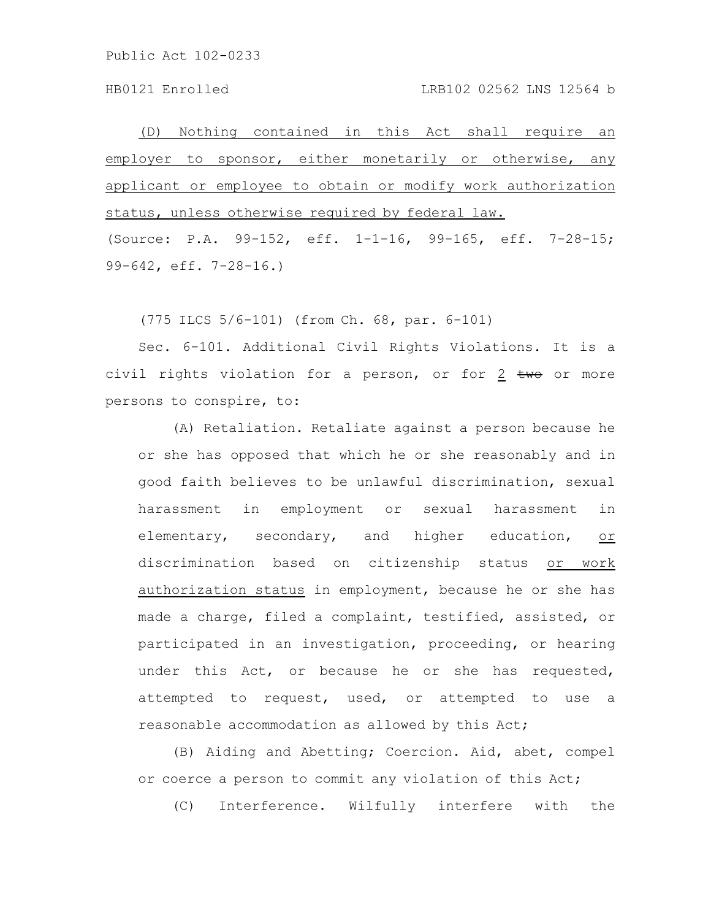(D) Nothing contained in this Act shall require an employer to sponsor, either monetarily or otherwise, any applicant or employee to obtain or modify work authorization status, unless otherwise required by federal law.

(Source: P.A. 99-152, eff. 1-1-16, 99-165, eff. 7-28-15; 99-642, eff. 7-28-16.)

(775 ILCS 5/6-101) (from Ch. 68, par. 6-101)

Sec. 6-101. Additional Civil Rights Violations. It is a civil rights violation for a person, or for 2 ~~two~~ or more persons to conspire, to:

(A) Retaliation. Retaliate against a person because he or she has opposed that which he or she reasonably and in good faith believes to be unlawful discrimination, sexual harassment in employment or sexual harassment in elementary, secondary, and higher education, or discrimination based on citizenship status or work authorization status in employment, because he or she has made a charge, filed a complaint, testified, assisted, or participated in an investigation, proceeding, or hearing under this Act, or because he or she has requested, attempted to request, used, or attempted to use a reasonable accommodation as allowed by this Act;

(B) Aiding and Abetting; Coercion. Aid, abet, compel or coerce a person to commit any violation of this Act;

(C) Interference. Wilfully interfere with the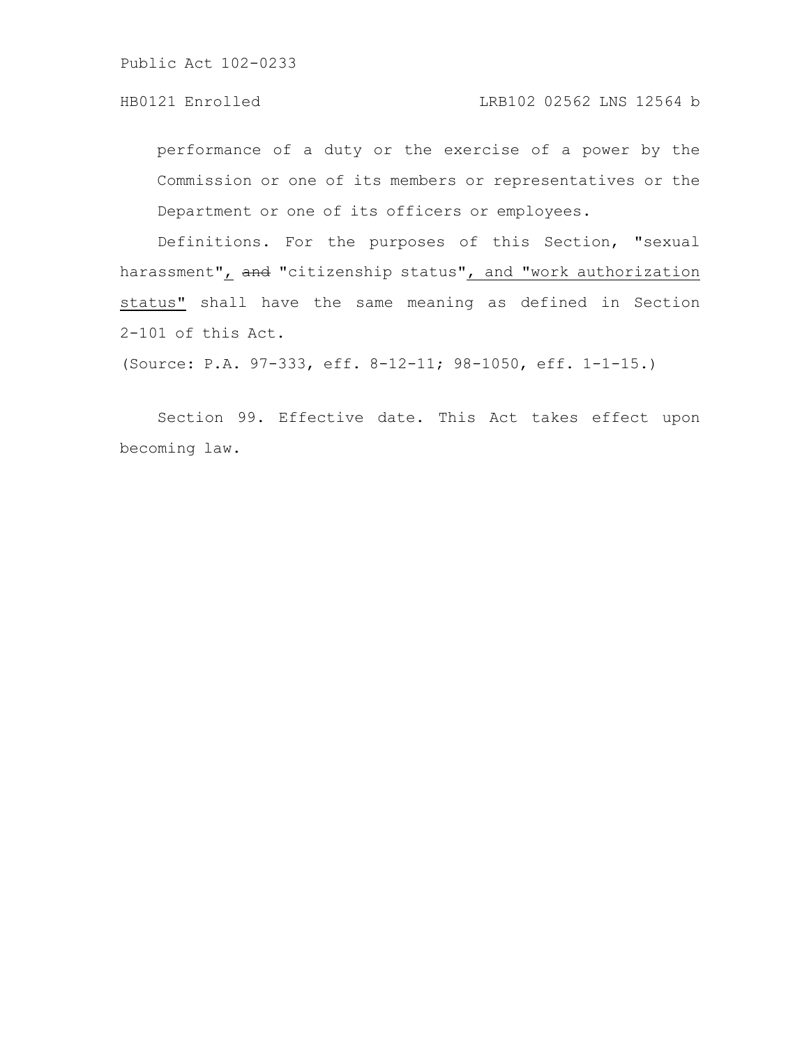performance of a duty or the exercise of a power by the Commission or one of its members or representatives or the Department or one of its officers or employees.

Definitions. For the purposes of this Section, "sexual harassment", ~~and~~ "citizenship status", and "work authorization status" shall have the same meaning as defined in Section 2-101 of this Act.

(Source: P.A. 97-333, eff. 8-12-11; 98-1050, eff. 1-1-15.)

Section 99. Effective date. This Act takes effect upon becoming law.